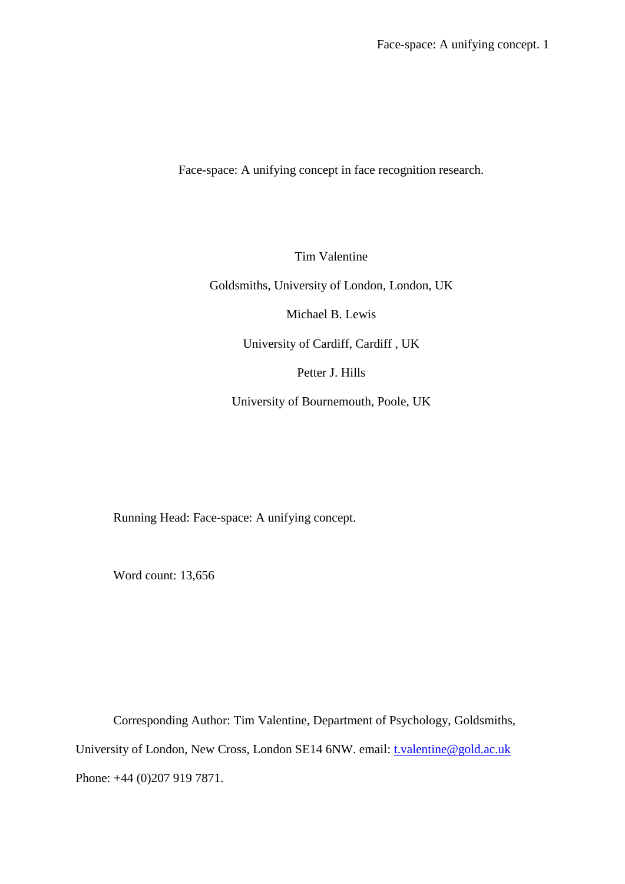# Face-space: A unifying concept in face recognition research.

Tim Valentine

Goldsmiths, University of London, London, UK

Michael B. Lewis

University of Cardiff, Cardiff , UK

Petter J. Hills

University of Bournemouth, Poole, UK

Running Head: Face-space: A unifying concept.

Word count: 13,656

Corresponding Author: Tim Valentine, Department of Psychology, Goldsmiths, University of London, New Cross, London SE14 6NW. email: t.valentine@gold.ac.uk Phone: +44 (0)207 919 7871.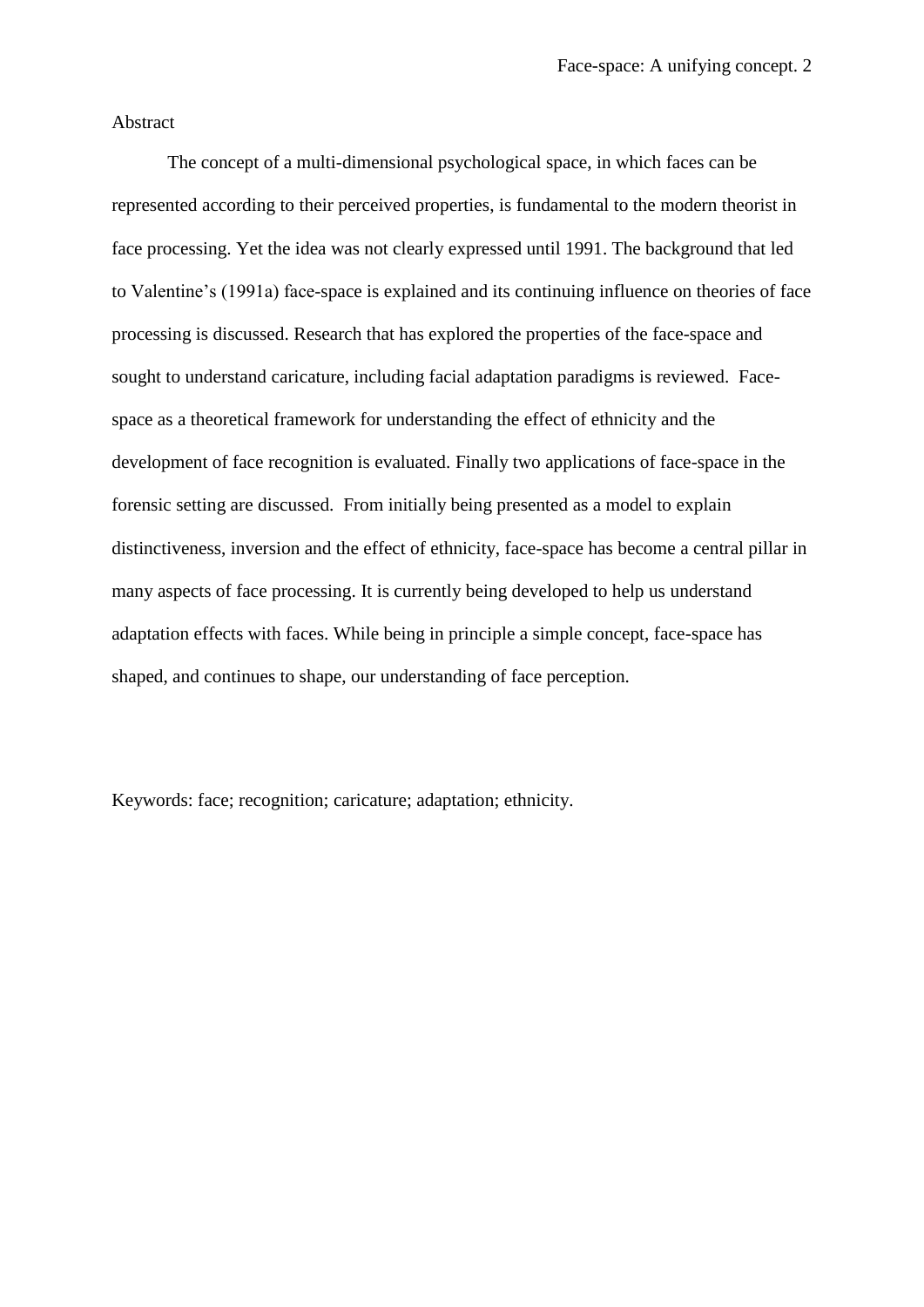# Abstract

The concept of a multi-dimensional psychological space, in which faces can be represented according to their perceived properties, is fundamental to the modern theorist in face processing. Yet the idea was not clearly expressed until 1991. The background that led to Valentine's (1991a) face-space is explained and its continuing influence on theories of face processing is discussed. Research that has explored the properties of the face-space and sought to understand caricature, including facial adaptation paradigms is reviewed. Face-space as a theoretical framework for understanding the effect of ethnicity and the development of face recognition is evaluated. Finally two applications of face-space in the forensic setting are discussed. From initially being presented as a model to explain distinctiveness, inversion and the effect of ethnicity, face-space has become a central pillar in many aspects of face processing. It is currently being developed to help us understand adaptation effects with faces. While being in principle a simple concept, face-space has shaped, and continues to shape, our understanding of face perception.

Keywords: face; recognition; caricature; adaptation; ethnicity.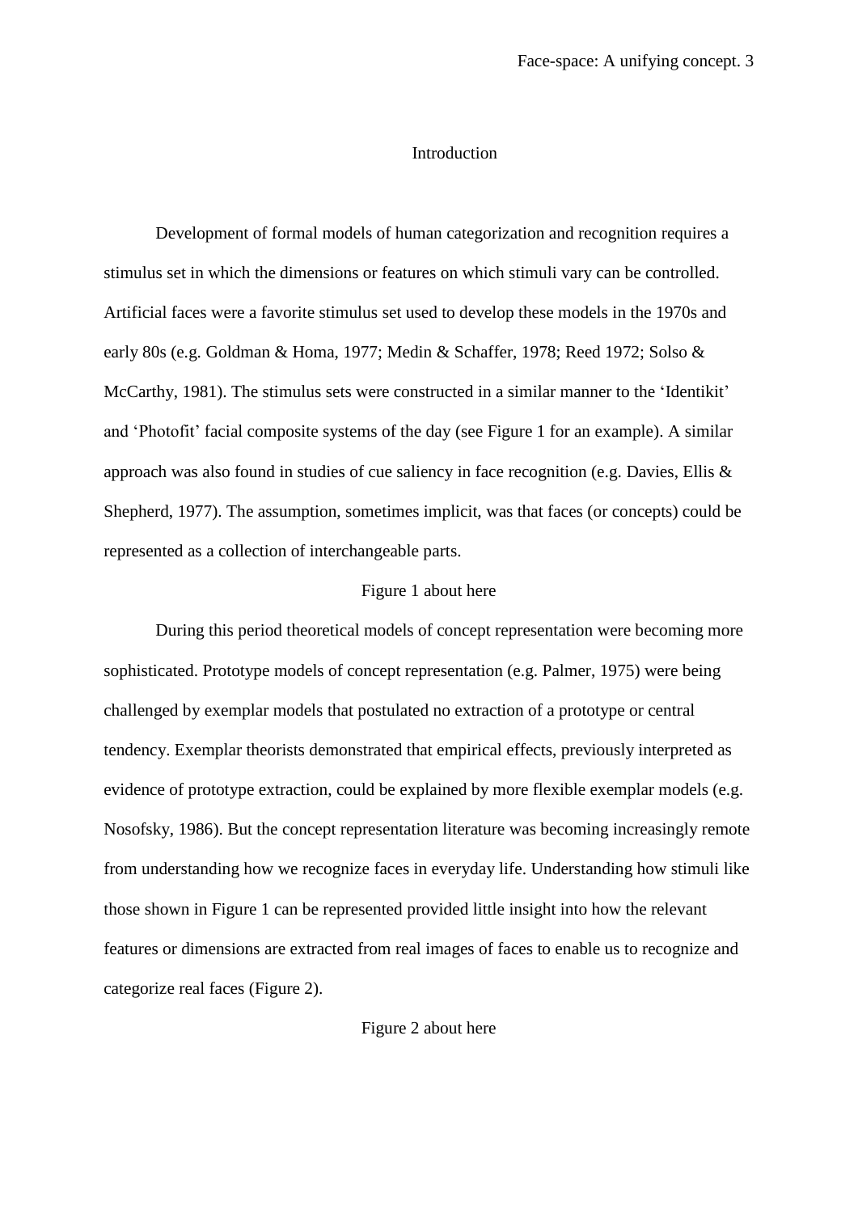## Introduction

Development of formal models of human categorization and recognition requires a stimulus set in which the dimensions or features on which stimuli vary can be controlled. Artificial faces were a favorite stimulus set used to develop these models in the 1970s and early 80s (e.g. Goldman & Homa, 1977; Medin & Schaffer, 1978; Reed 1972; Solso & McCarthy, 1981). The stimulus sets were constructed in a similar manner to the 'Identikit' and 'Photofit' facial composite systems of the day (see Figure 1 for an example). A similar approach was also found in studies of cue saliency in face recognition (e.g. Davies, Ellis & Shepherd, 1977). The assumption, sometimes implicit, was that faces (or concepts) could be represented as a collection of interchangeable parts.

Figure 1 about here

During this period theoretical models of concept representation were becoming more sophisticated. Prototype models of concept representation (e.g. Palmer, 1975) were being challenged by exemplar models that postulated no extraction of a prototype or central tendency. Exemplar theorists demonstrated that empirical effects, previously interpreted as evidence of prototype extraction, could be explained by more flexible exemplar models (e.g. Nosofsky, 1986). But the concept representation literature was becoming increasingly remote from understanding how we recognize faces in everyday life. Understanding how stimuli like those shown in Figure 1 can be represented provided little insight into how the relevant features or dimensions are extracted from real images of faces to enable us to recognize and categorize real faces (Figure 2).

Figure 2 about here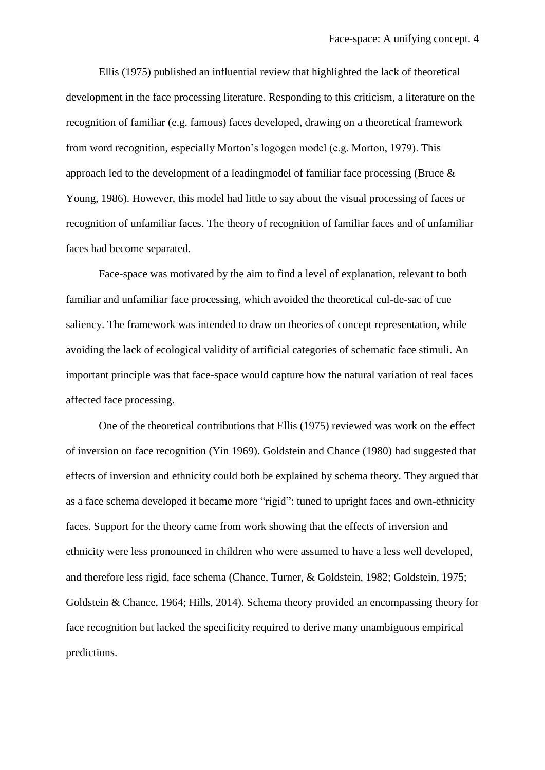Ellis (1975) published an influential review that highlighted the lack of theoretical development in the face processing literature. Responding to this criticism, a literature on the recognition of familiar (e.g. famous) faces developed, drawing on a theoretical framework from word recognition, especially Morton's logogen model (e.g. Morton, 1979). This approach led to the development of a leadingmodel of familiar face processing (Bruce & Young, 1986). However, this model had little to say about the visual processing of faces or recognition of unfamiliar faces. The theory of recognition of familiar faces and of unfamiliar faces had become separated.

Face-space was motivated by the aim to find a level of explanation, relevant to both familiar and unfamiliar face processing, which avoided the theoretical cul-de-sac of cue saliency. The framework was intended to draw on theories of concept representation, while avoiding the lack of ecological validity of artificial categories of schematic face stimuli. An important principle was that face-space would capture how the natural variation of real faces affected face processing.

One of the theoretical contributions that Ellis (1975) reviewed was work on the effect of inversion on face recognition (Yin 1969). Goldstein and Chance (1980) had suggested that effects of inversion and ethnicity could both be explained by schema theory. They argued that as a face schema developed it became more "rigid": tuned to upright faces and own-ethnicity faces. Support for the theory came from work showing that the effects of inversion and ethnicity were less pronounced in children who were assumed to have a less well developed, and therefore less rigid, face schema (Chance, Turner, & Goldstein, 1982; Goldstein, 1975; Goldstein & Chance, 1964; Hills, 2014). Schema theory provided an encompassing theory for face recognition but lacked the specificity required to derive many unambiguous empirical predictions.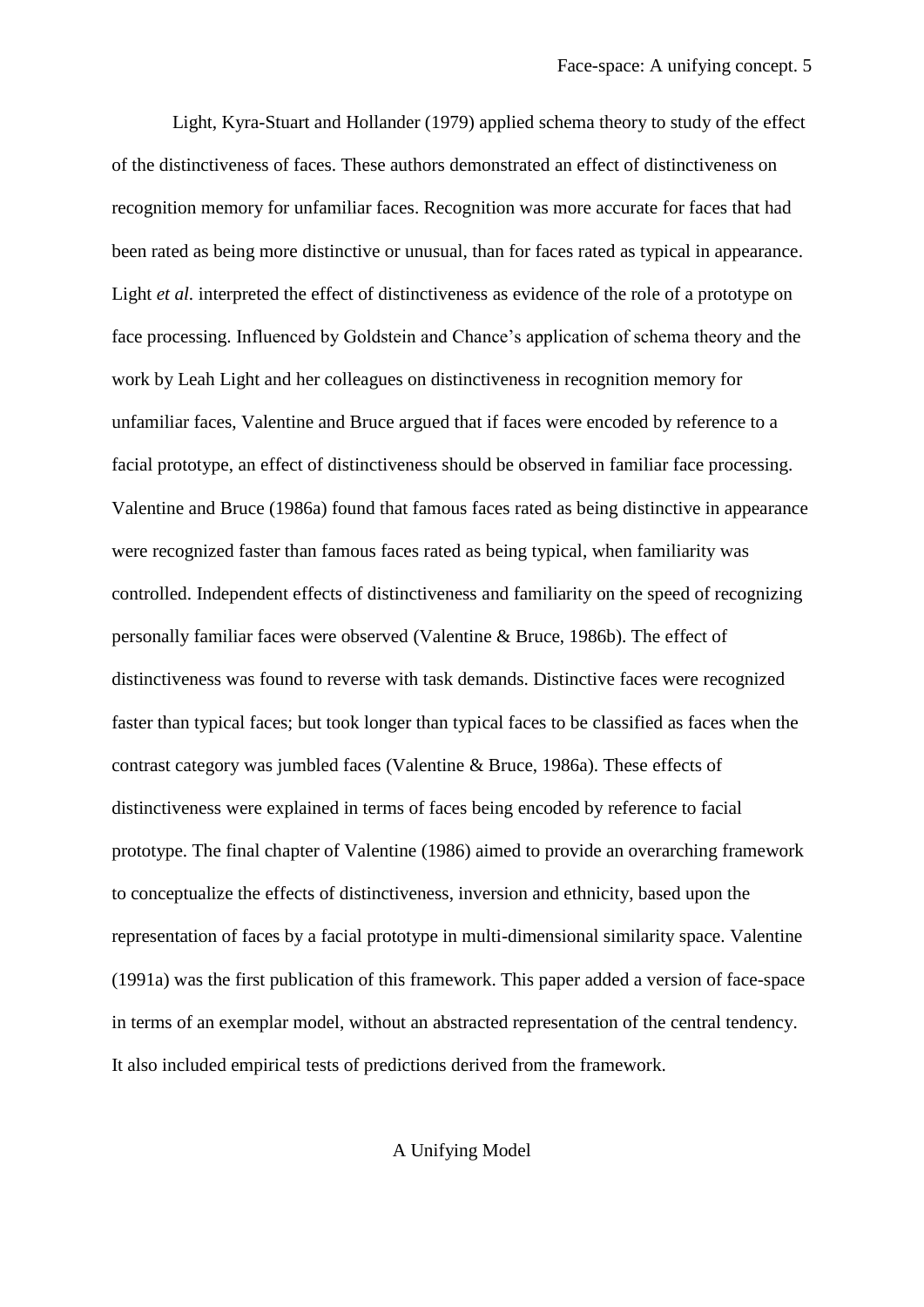Light, Kyra-Stuart and Hollander (1979) applied schema theory to study of the effect of the distinctiveness of faces. These authors demonstrated an effect of distinctiveness on recognition memory for unfamiliar faces. Recognition was more accurate for faces that had been rated as being more distinctive or unusual, than for faces rated as typical in appearance. Light *et al.* interpreted the effect of distinctiveness as evidence of the role of a prototype on face processing. Influenced by Goldstein and Chance's application of schema theory and the work by Leah Light and her colleagues on distinctiveness in recognition memory for unfamiliar faces, Valentine and Bruce argued that if faces were encoded by reference to a facial prototype, an effect of distinctiveness should be observed in familiar face processing. Valentine and Bruce (1986a) found that famous faces rated as being distinctive in appearance were recognized faster than famous faces rated as being typical, when familiarity was controlled. Independent effects of distinctiveness and familiarity on the speed of recognizing personally familiar faces were observed (Valentine & Bruce, 1986b). The effect of distinctiveness was found to reverse with task demands. Distinctive faces were recognized faster than typical faces; but took longer than typical faces to be classified as faces when the contrast category was jumbled faces (Valentine & Bruce, 1986a). These effects of distinctiveness were explained in terms of faces being encoded by reference to facial prototype. The final chapter of Valentine (1986) aimed to provide an overarching framework to conceptualize the effects of distinctiveness, inversion and ethnicity, based upon the representation of faces by a facial prototype in multi-dimensional similarity space. Valentine (1991a) was the first publication of this framework. This paper added a version of face-space in terms of an exemplar model, without an abstracted representation of the central tendency. It also included empirical tests of predictions derived from the framework.

## A Unifying Model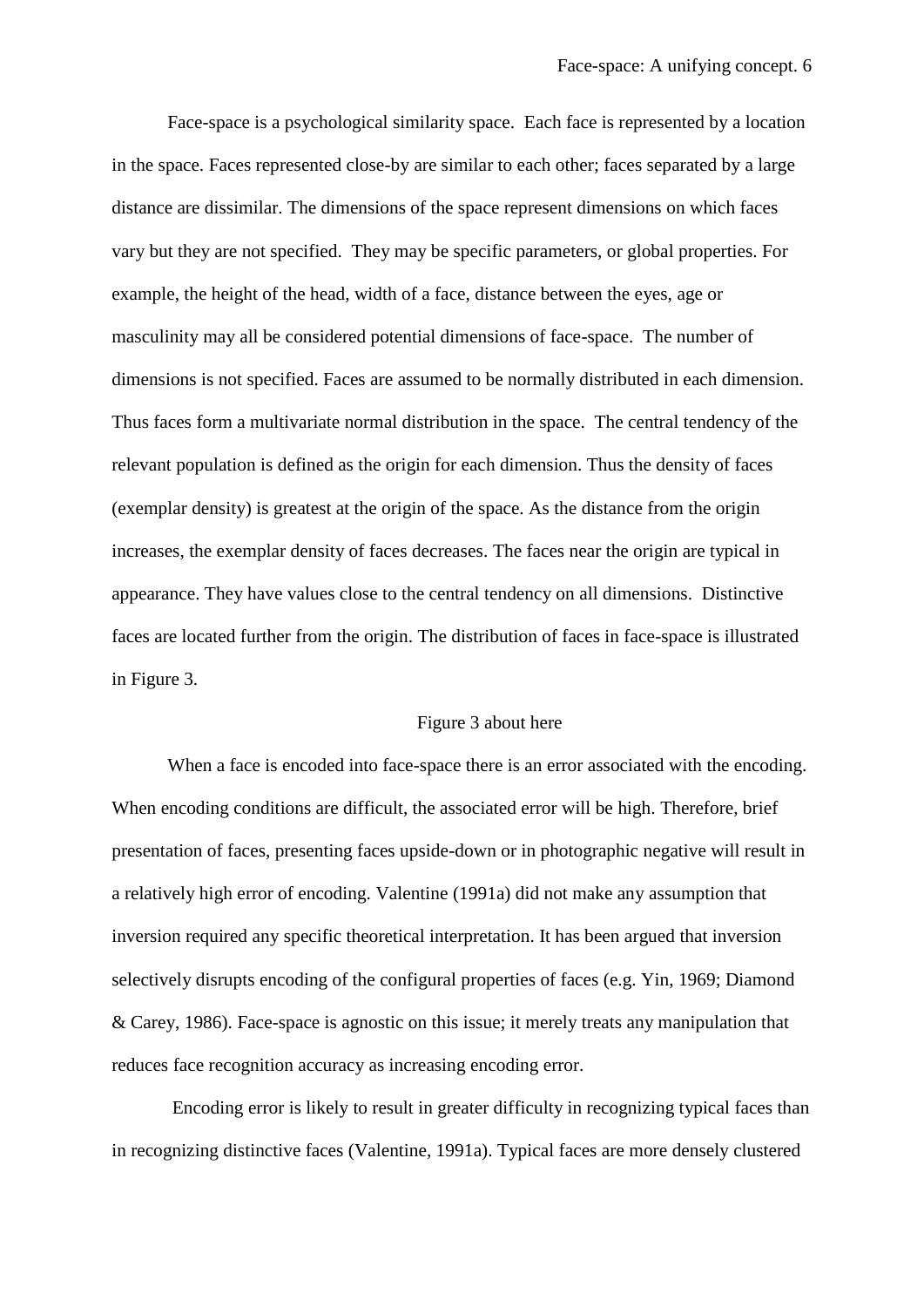Face-space is a psychological similarity space. Each face is represented by a location in the space. Faces represented close-by are similar to each other; faces separated by a large distance are dissimilar. The dimensions of the space represent dimensions on which faces vary but they are not specified. They may be specific parameters, or global properties. For example, the height of the head, width of a face, distance between the eyes, age or masculinity may all be considered potential dimensions of face-space. The number of dimensions is not specified. Faces are assumed to be normally distributed in each dimension. Thus faces form a multivariate normal distribution in the space. The central tendency of the relevant population is defined as the origin for each dimension. Thus the density of faces (exemplar density) is greatest at the origin of the space. As the distance from the origin increases, the exemplar density of faces decreases. The faces near the origin are typical in appearance. They have values close to the central tendency on all dimensions. Distinctive faces are located further from the origin. The distribution of faces in face-space is illustrated in Figure 3.

Figure 3 about here

When a face is encoded into face-space there is an error associated with the encoding. When encoding conditions are difficult, the associated error will be high. Therefore, brief presentation of faces, presenting faces upside-down or in photographic negative will result in a relatively high error of encoding. Valentine (1991a) did not make any assumption that inversion required any specific theoretical interpretation. It has been argued that inversion selectively disrupts encoding of the configural properties of faces (e.g. Yin, 1969; Diamond & Carey, 1986). Face-space is agnostic on this issue; it merely treats any manipulation that reduces face recognition accuracy as increasing encoding error.

Encoding error is likely to result in greater difficulty in recognizing typical faces than in recognizing distinctive faces (Valentine, 1991a). Typical faces are more densely clustered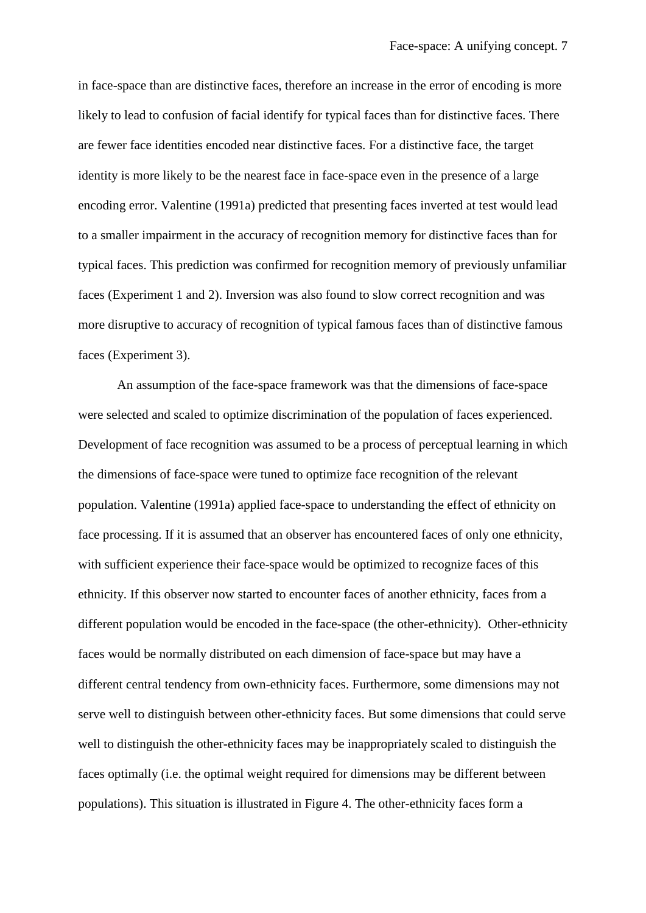in face-space than are distinctive faces, therefore an increase in the error of encoding is more likely to lead to confusion of facial identify for typical faces than for distinctive faces. There are fewer face identities encoded near distinctive faces. For a distinctive face, the target identity is more likely to be the nearest face in face-space even in the presence of a large encoding error. Valentine (1991a) predicted that presenting faces inverted at test would lead to a smaller impairment in the accuracy of recognition memory for distinctive faces than for typical faces. This prediction was confirmed for recognition memory of previously unfamiliar faces (Experiment 1 and 2). Inversion was also found to slow correct recognition and was more disruptive to accuracy of recognition of typical famous faces than of distinctive famous faces (Experiment 3).

An assumption of the face-space framework was that the dimensions of face-space were selected and scaled to optimize discrimination of the population of faces experienced. Development of face recognition was assumed to be a process of perceptual learning in which the dimensions of face-space were tuned to optimize face recognition of the relevant population. Valentine (1991a) applied face-space to understanding the effect of ethnicity on face processing. If it is assumed that an observer has encountered faces of only one ethnicity, with sufficient experience their face-space would be optimized to recognize faces of this ethnicity. If this observer now started to encounter faces of another ethnicity, faces from a different population would be encoded in the face-space (the other-ethnicity). Other-ethnicity faces would be normally distributed on each dimension of face-space but may have a different central tendency from own-ethnicity faces. Furthermore, some dimensions may not serve well to distinguish between other-ethnicity faces. But some dimensions that could serve well to distinguish the other-ethnicity faces may be inappropriately scaled to distinguish the faces optimally (i.e. the optimal weight required for dimensions may be different between populations). This situation is illustrated in Figure 4. The other-ethnicity faces form a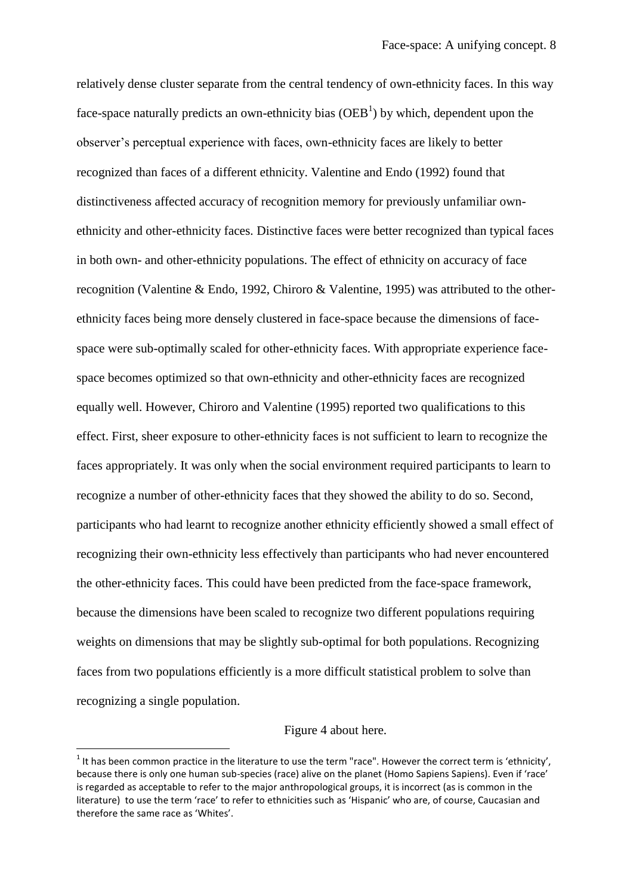relatively dense cluster separate from the central tendency of own-ethnicity faces. In this way face-space naturally predicts an own-ethnicity bias (OEB[1]) by which, dependent upon the observer's perceptual experience with faces, own-ethnicity faces are likely to better recognized than faces of a different ethnicity. Valentine and Endo (1992) found that distinctiveness affected accuracy of recognition memory for previously unfamiliar own-ethnicity and other-ethnicity faces. Distinctive faces were better recognized than typical faces in both own- and other-ethnicity populations. The effect of ethnicity on accuracy of face recognition (Valentine & Endo, 1992, Chiroro & Valentine, 1995) was attributed to the other-ethnicity faces being more densely clustered in face-space because the dimensions of face-space were sub-optimally scaled for other-ethnicity faces. With appropriate experience face-space becomes optimized so that own-ethnicity and other-ethnicity faces are recognized equally well. However, Chiroro and Valentine (1995) reported two qualifications to this effect. First, sheer exposure to other-ethnicity faces is not sufficient to learn to recognize the faces appropriately. It was only when the social environment required participants to learn to recognize a number of other-ethnicity faces that they showed the ability to do so. Second, participants who had learnt to recognize another ethnicity efficiently showed a small effect of recognizing their own-ethnicity less effectively than participants who had never encountered the other-ethnicity faces. This could have been predicted from the face-space framework, because the dimensions have been scaled to recognize two different populations requiring weights on dimensions that may be slightly sub-optimal for both populations. Recognizing faces from two populations efficiently is a more difficult statistical problem to solve than recognizing a single population.

Figure 4 about here.

[1] It has been common practice in the literature to use the term "race". However the correct term is 'ethnicity', because there is only one human sub-species (race) alive on the planet (Homo Sapiens Sapiens). Even if 'race' is regarded as acceptable to refer to the major anthropological groups, it is incorrect (as is common in the literature) to use the term 'race' to refer to ethnicities such as 'Hispanic' who are, of course, Caucasian and therefore the same race as 'Whites'.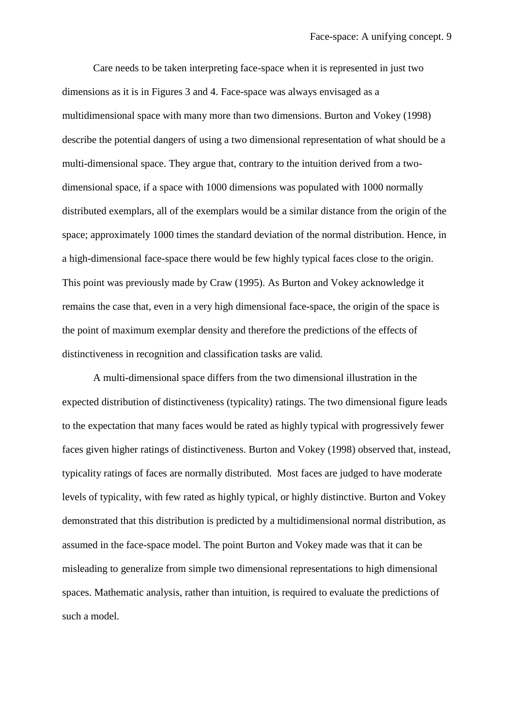Care needs to be taken interpreting face-space when it is represented in just two dimensions as it is in Figures 3 and 4. Face-space was always envisaged as a multidimensional space with many more than two dimensions. Burton and Vokey (1998) describe the potential dangers of using a two dimensional representation of what should be a multi-dimensional space. They argue that, contrary to the intuition derived from a two-dimensional space, if a space with 1000 dimensions was populated with 1000 normally distributed exemplars, all of the exemplars would be a similar distance from the origin of the space; approximately 1000 times the standard deviation of the normal distribution. Hence, in a high-dimensional face-space there would be few highly typical faces close to the origin. This point was previously made by Craw (1995). As Burton and Vokey acknowledge it remains the case that, even in a very high dimensional face-space, the origin of the space is the point of maximum exemplar density and therefore the predictions of the effects of distinctiveness in recognition and classification tasks are valid.

A multi-dimensional space differs from the two dimensional illustration in the expected distribution of distinctiveness (typicality) ratings. The two dimensional figure leads to the expectation that many faces would be rated as highly typical with progressively fewer faces given higher ratings of distinctiveness. Burton and Vokey (1998) observed that, instead, typicality ratings of faces are normally distributed. Most faces are judged to have moderate levels of typicality, with few rated as highly typical, or highly distinctive. Burton and Vokey demonstrated that this distribution is predicted by a multidimensional normal distribution, as assumed in the face-space model. The point Burton and Vokey made was that it can be misleading to generalize from simple two dimensional representations to high dimensional spaces. Mathematic analysis, rather than intuition, is required to evaluate the predictions of such a model.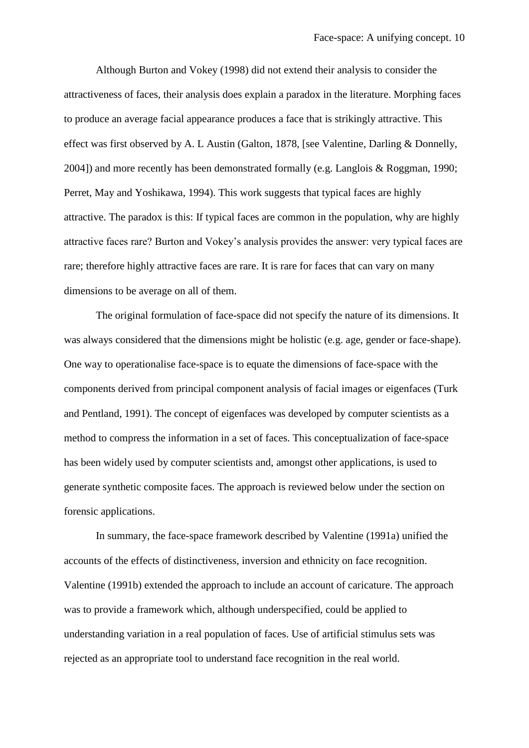Although Burton and Vokey (1998) did not extend their analysis to consider the attractiveness of faces, their analysis does explain a paradox in the literature. Morphing faces to produce an average facial appearance produces a face that is strikingly attractive. This effect was first observed by A. L Austin (Galton, 1878, [see Valentine, Darling & Donnelly, 2004]) and more recently has been demonstrated formally (e.g. Langlois & Roggman, 1990; Perret, May and Yoshikawa, 1994). This work suggests that typical faces are highly attractive. The paradox is this: If typical faces are common in the population, why are highly attractive faces rare? Burton and Vokey's analysis provides the answer: very typical faces are rare; therefore highly attractive faces are rare. It is rare for faces that can vary on many dimensions to be average on all of them.

The original formulation of face-space did not specify the nature of its dimensions. It was always considered that the dimensions might be holistic (e.g. age, gender or face-shape). One way to operationalise face-space is to equate the dimensions of face-space with the components derived from principal component analysis of facial images or eigenfaces (Turk and Pentland, 1991). The concept of eigenfaces was developed by computer scientists as a method to compress the information in a set of faces. This conceptualization of face-space has been widely used by computer scientists and, amongst other applications, is used to generate synthetic composite faces. The approach is reviewed below under the section on forensic applications.

In summary, the face-space framework described by Valentine (1991a) unified the accounts of the effects of distinctiveness, inversion and ethnicity on face recognition. Valentine (1991b) extended the approach to include an account of caricature. The approach was to provide a framework which, although underspecified, could be applied to understanding variation in a real population of faces. Use of artificial stimulus sets was rejected as an appropriate tool to understand face recognition in the real world.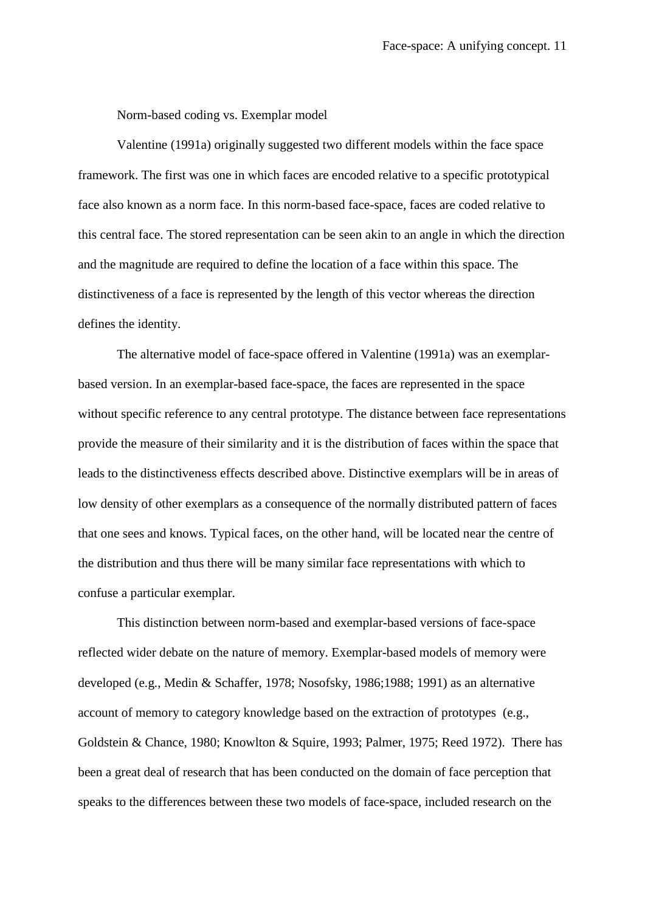## Norm-based coding vs. Exemplar model

Valentine (1991a) originally suggested two different models within the face space framework. The first was one in which faces are encoded relative to a specific prototypical face also known as a norm face. In this norm-based face-space, faces are coded relative to this central face. The stored representation can be seen akin to an angle in which the direction and the magnitude are required to define the location of a face within this space. The distinctiveness of a face is represented by the length of this vector whereas the direction defines the identity.

The alternative model of face-space offered in Valentine (1991a) was an exemplar-based version. In an exemplar-based face-space, the faces are represented in the space without specific reference to any central prototype. The distance between face representations provide the measure of their similarity and it is the distribution of faces within the space that leads to the distinctiveness effects described above. Distinctive exemplars will be in areas of low density of other exemplars as a consequence of the normally distributed pattern of faces that one sees and knows. Typical faces, on the other hand, will be located near the centre of the distribution and thus there will be many similar face representations with which to confuse a particular exemplar.

This distinction between norm-based and exemplar-based versions of face-space reflected wider debate on the nature of memory. Exemplar-based models of memory were developed (e.g., Medin & Schaffer, 1978; Nosofsky, 1986;1988; 1991) as an alternative account of memory to category knowledge based on the extraction of prototypes (e.g., Goldstein & Chance, 1980; Knowlton & Squire, 1993; Palmer, 1975; Reed 1972). There has been a great deal of research that has been conducted on the domain of face perception that speaks to the differences between these two models of face-space, included research on the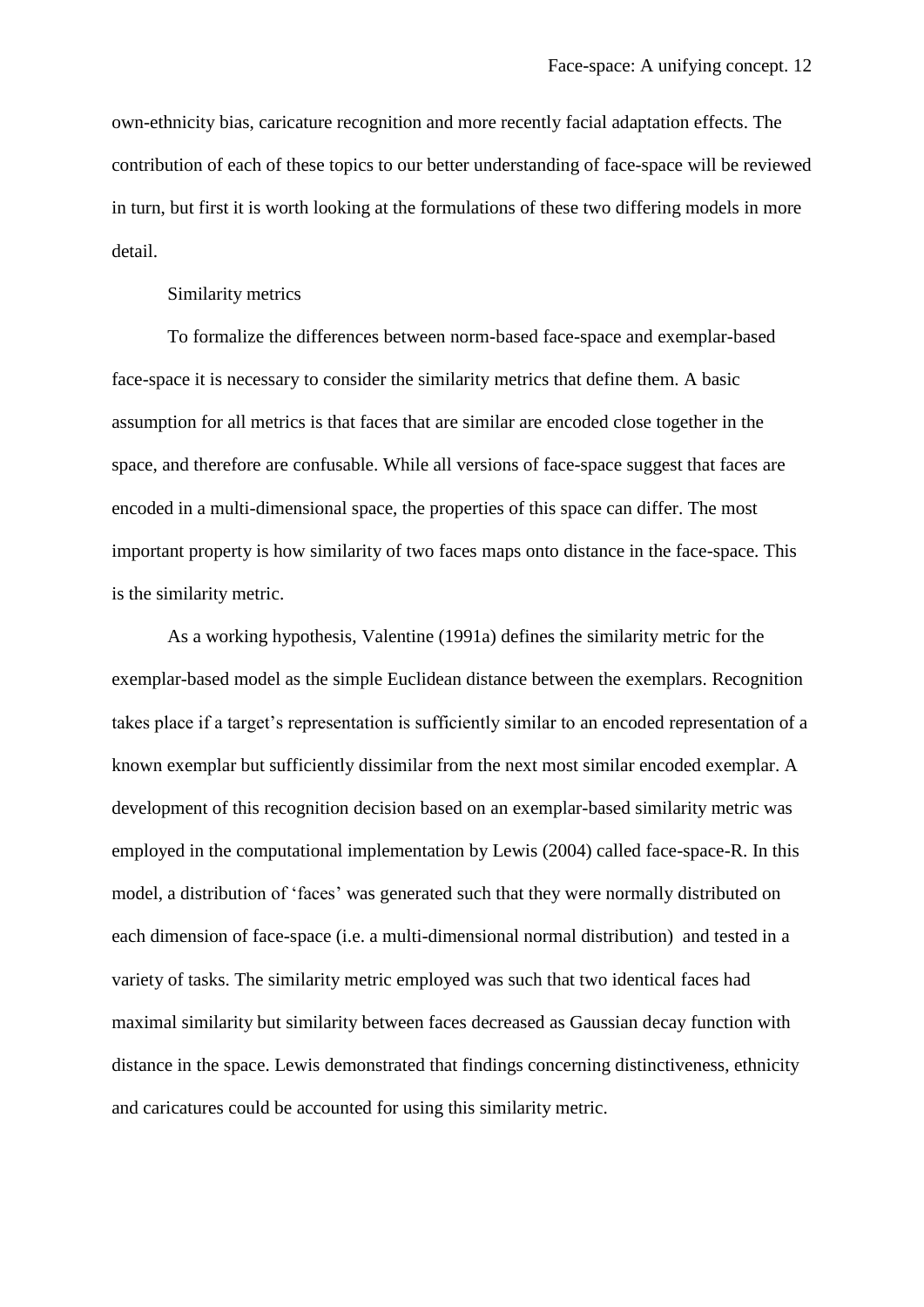own-ethnicity bias, caricature recognition and more recently facial adaptation effects. The contribution of each of these topics to our better understanding of face-space will be reviewed in turn, but first it is worth looking at the formulations of these two differing models in more detail.

## Similarity metrics

To formalize the differences between norm-based face-space and exemplar-based face-space it is necessary to consider the similarity metrics that define them. A basic assumption for all metrics is that faces that are similar are encoded close together in the space, and therefore are confusable. While all versions of face-space suggest that faces are encoded in a multi-dimensional space, the properties of this space can differ. The most important property is how similarity of two faces maps onto distance in the face-space. This is the similarity metric.

As a working hypothesis, Valentine (1991a) defines the similarity metric for the exemplar-based model as the simple Euclidean distance between the exemplars. Recognition takes place if a target's representation is sufficiently similar to an encoded representation of a known exemplar but sufficiently dissimilar from the next most similar encoded exemplar. A development of this recognition decision based on an exemplar-based similarity metric was employed in the computational implementation by Lewis (2004) called face-space-R. In this model, a distribution of 'faces' was generated such that they were normally distributed on each dimension of face-space (i.e. a multi-dimensional normal distribution) and tested in a variety of tasks. The similarity metric employed was such that two identical faces had maximal similarity but similarity between faces decreased as Gaussian decay function with distance in the space. Lewis demonstrated that findings concerning distinctiveness, ethnicity and caricatures could be accounted for using this similarity metric.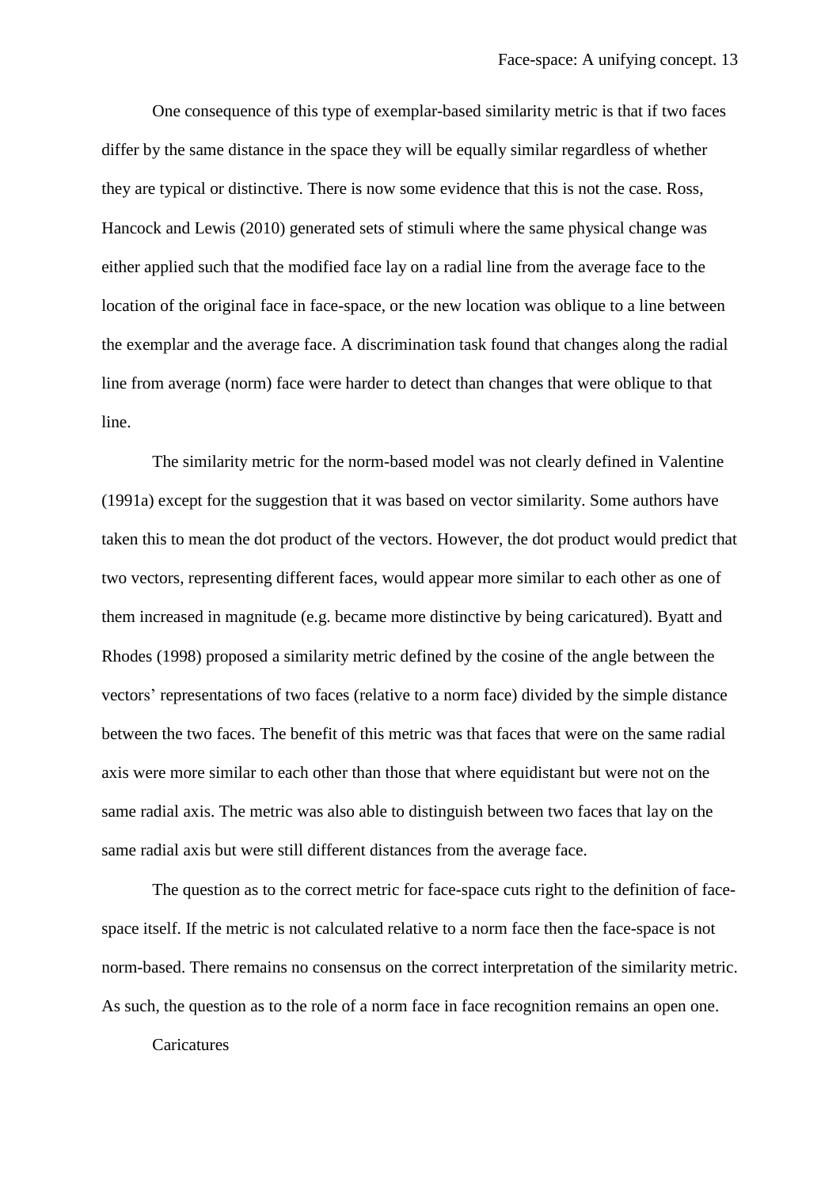One consequence of this type of exemplar-based similarity metric is that if two faces differ by the same distance in the space they will be equally similar regardless of whether they are typical or distinctive. There is now some evidence that this is not the case. Ross, Hancock and Lewis (2010) generated sets of stimuli where the same physical change was either applied such that the modified face lay on a radial line from the average face to the location of the original face in face-space, or the new location was oblique to a line between the exemplar and the average face. A discrimination task found that changes along the radial line from average (norm) face were harder to detect than changes that were oblique to that line.

The similarity metric for the norm-based model was not clearly defined in Valentine (1991a) except for the suggestion that it was based on vector similarity. Some authors have taken this to mean the dot product of the vectors. However, the dot product would predict that two vectors, representing different faces, would appear more similar to each other as one of them increased in magnitude (e.g. became more distinctive by being caricatured). Byatt and Rhodes (1998) proposed a similarity metric defined by the cosine of the angle between the vectors' representations of two faces (relative to a norm face) divided by the simple distance between the two faces. The benefit of this metric was that faces that were on the same radial axis were more similar to each other than those that where equidistant but were not on the same radial axis. The metric was also able to distinguish between two faces that lay on the same radial axis but were still different distances from the average face.

The question as to the correct metric for face-space cuts right to the definition of face-space itself. If the metric is not calculated relative to a norm face then the face-space is not norm-based. There remains no consensus on the correct interpretation of the similarity metric. As such, the question as to the role of a norm face in face recognition remains an open one.

## Caricatures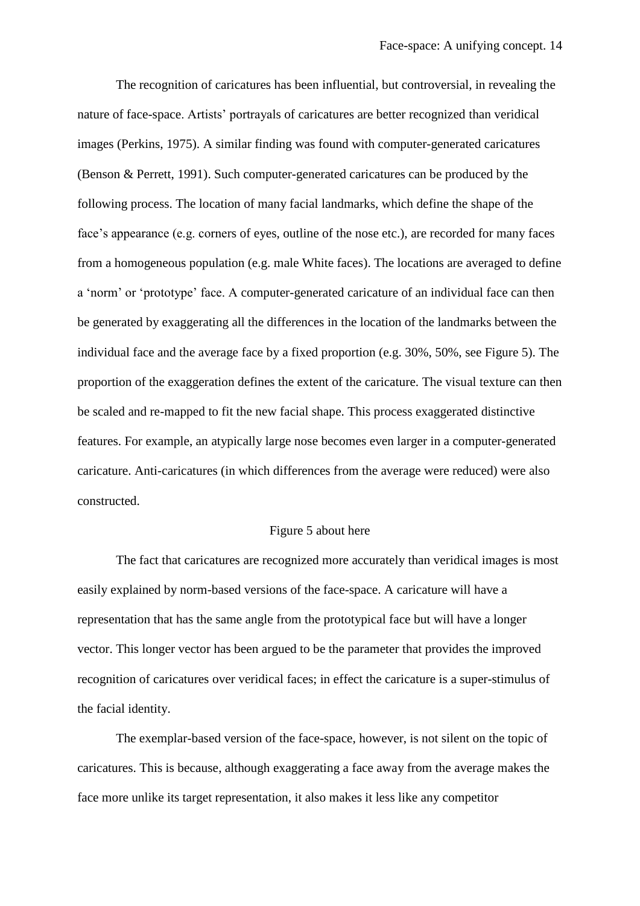The recognition of caricatures has been influential, but controversial, in revealing the nature of face-space. Artists' portrayals of caricatures are better recognized than veridical images (Perkins, 1975). A similar finding was found with computer-generated caricatures (Benson & Perrett, 1991). Such computer-generated caricatures can be produced by the following process. The location of many facial landmarks, which define the shape of the face's appearance (e.g. corners of eyes, outline of the nose etc.), are recorded for many faces from a homogeneous population (e.g. male White faces). The locations are averaged to define a 'norm' or 'prototype' face. A computer-generated caricature of an individual face can then be generated by exaggerating all the differences in the location of the landmarks between the individual face and the average face by a fixed proportion (e.g. 30%, 50%, see Figure 5). The proportion of the exaggeration defines the extent of the caricature. The visual texture can then be scaled and re-mapped to fit the new facial shape. This process exaggerated distinctive features. For example, an atypically large nose becomes even larger in a computer-generated caricature. Anti-caricatures (in which differences from the average were reduced) were also constructed.

Figure 5 about here

The fact that caricatures are recognized more accurately than veridical images is most easily explained by norm-based versions of the face-space. A caricature will have a representation that has the same angle from the prototypical face but will have a longer vector. This longer vector has been argued to be the parameter that provides the improved recognition of caricatures over veridical faces; in effect the caricature is a super-stimulus of the facial identity.

The exemplar-based version of the face-space, however, is not silent on the topic of caricatures. This is because, although exaggerating a face away from the average makes the face more unlike its target representation, it also makes it less like any competitor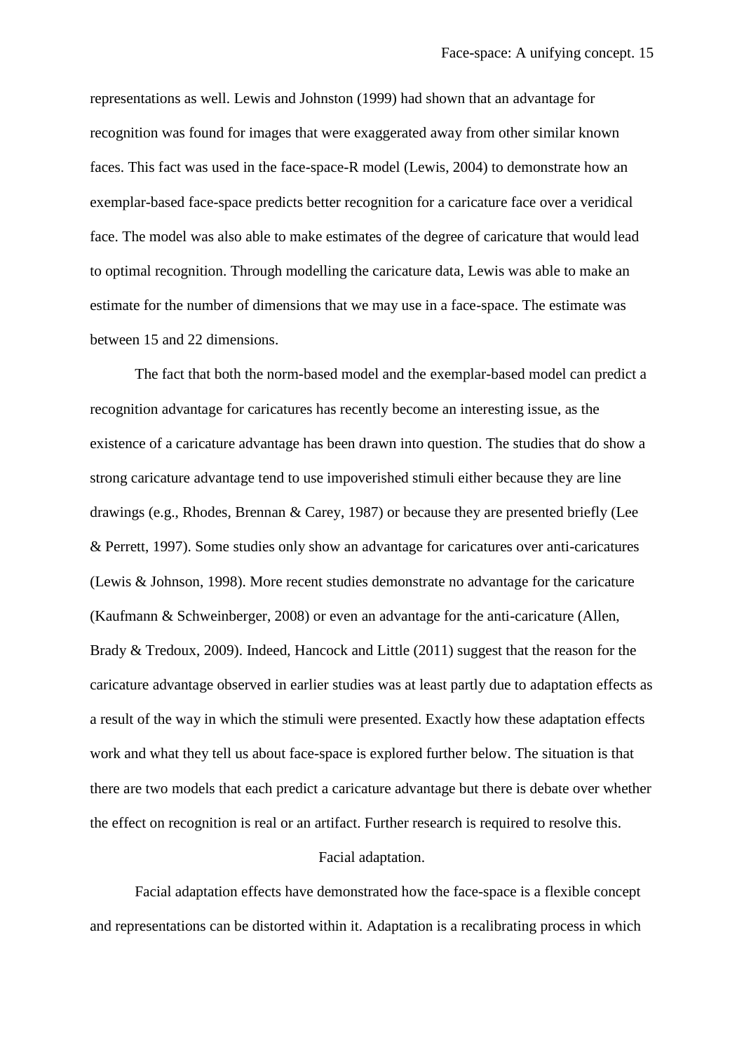representations as well. Lewis and Johnston (1999) had shown that an advantage for recognition was found for images that were exaggerated away from other similar known faces. This fact was used in the face-space-R model (Lewis, 2004) to demonstrate how an exemplar-based face-space predicts better recognition for a caricature face over a veridical face. The model was also able to make estimates of the degree of caricature that would lead to optimal recognition. Through modelling the caricature data, Lewis was able to make an estimate for the number of dimensions that we may use in a face-space. The estimate was between 15 and 22 dimensions.

The fact that both the norm-based model and the exemplar-based model can predict a recognition advantage for caricatures has recently become an interesting issue, as the existence of a caricature advantage has been drawn into question. The studies that do show a strong caricature advantage tend to use impoverished stimuli either because they are line drawings (e.g., Rhodes, Brennan & Carey, 1987) or because they are presented briefly (Lee & Perrett, 1997). Some studies only show an advantage for caricatures over anti-caricatures (Lewis & Johnson, 1998). More recent studies demonstrate no advantage for the caricature (Kaufmann & Schweinberger, 2008) or even an advantage for the anti-caricature (Allen, Brady & Tredoux, 2009). Indeed, Hancock and Little (2011) suggest that the reason for the caricature advantage observed in earlier studies was at least partly due to adaptation effects as a result of the way in which the stimuli were presented. Exactly how these adaptation effects work and what they tell us about face-space is explored further below. The situation is that there are two models that each predict a caricature advantage but there is debate over whether the effect on recognition is real or an artifact. Further research is required to resolve this.

## Facial adaptation.

Facial adaptation effects have demonstrated how the face-space is a flexible concept and representations can be distorted within it. Adaptation is a recalibrating process in which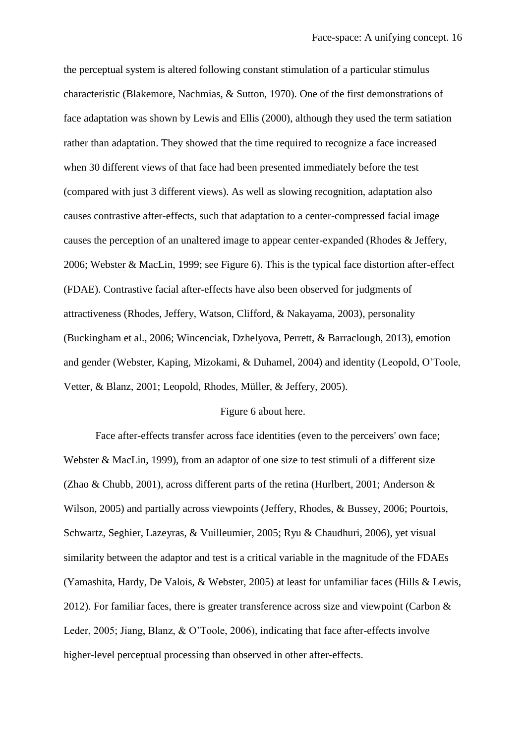the perceptual system is altered following constant stimulation of a particular stimulus characteristic (Blakemore, Nachmias, & Sutton, 1970). One of the first demonstrations of face adaptation was shown by Lewis and Ellis (2000), although they used the term satiation rather than adaptation. They showed that the time required to recognize a face increased when 30 different views of that face had been presented immediately before the test (compared with just 3 different views). As well as slowing recognition, adaptation also causes contrastive after-effects, such that adaptation to a center-compressed facial image causes the perception of an unaltered image to appear center-expanded (Rhodes & Jeffery, 2006; Webster & MacLin, 1999; see Figure 6). This is the typical face distortion after-effect (FDAE). Contrastive facial after-effects have also been observed for judgments of attractiveness (Rhodes, Jeffery, Watson, Clifford, & Nakayama, 2003), personality (Buckingham et al., 2006; Wincenciak, Dzhelyova, Perrett, & Barraclough, 2013), emotion and gender (Webster, Kaping, Mizokami, & Duhamel, 2004) and identity (Leopold, O'Toole, Vetter, & Blanz, 2001; Leopold, Rhodes, Müller, & Jeffery, 2005).

Figure 6 about here.

Face after-effects transfer across face identities (even to the perceivers' own face; Webster & MacLin, 1999), from an adaptor of one size to test stimuli of a different size (Zhao & Chubb, 2001), across different parts of the retina (Hurlbert, 2001; Anderson & Wilson, 2005) and partially across viewpoints (Jeffery, Rhodes, & Bussey, 2006; Pourtois, Schwartz, Seghier, Lazeyras, & Vuilleumier, 2005; Ryu & Chaudhuri, 2006), yet visual similarity between the adaptor and test is a critical variable in the magnitude of the FDAEs (Yamashita, Hardy, De Valois, & Webster, 2005) at least for unfamiliar faces (Hills & Lewis, 2012). For familiar faces, there is greater transference across size and viewpoint (Carbon & Leder, 2005; Jiang, Blanz, & O'Toole, 2006), indicating that face after-effects involve higher-level perceptual processing than observed in other after-effects.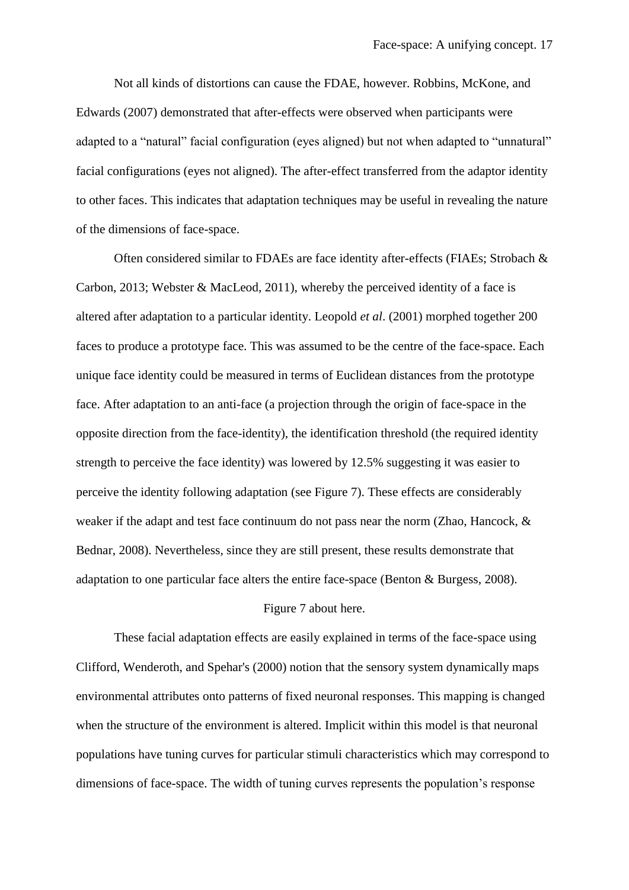Not all kinds of distortions can cause the FDAE, however. Robbins, McKone, and Edwards (2007) demonstrated that after-effects were observed when participants were adapted to a "natural" facial configuration (eyes aligned) but not when adapted to "unnatural" facial configurations (eyes not aligned). The after-effect transferred from the adaptor identity to other faces. This indicates that adaptation techniques may be useful in revealing the nature of the dimensions of face-space.

Often considered similar to FDAEs are face identity after-effects (FIAEs; Strobach & Carbon, 2013; Webster & MacLeod, 2011), whereby the perceived identity of a face is altered after adaptation to a particular identity. Leopold *et al*. (2001) morphed together 200 faces to produce a prototype face. This was assumed to be the centre of the face-space. Each unique face identity could be measured in terms of Euclidean distances from the prototype face. After adaptation to an anti-face (a projection through the origin of face-space in the opposite direction from the face-identity), the identification threshold (the required identity strength to perceive the face identity) was lowered by 12.5% suggesting it was easier to perceive the identity following adaptation (see Figure 7). These effects are considerably weaker if the adapt and test face continuum do not pass near the norm (Zhao, Hancock, & Bednar, 2008). Nevertheless, since they are still present, these results demonstrate that adaptation to one particular face alters the entire face-space (Benton & Burgess, 2008).

Figure 7 about here.

These facial adaptation effects are easily explained in terms of the face-space using Clifford, Wenderoth, and Spehar's (2000) notion that the sensory system dynamically maps environmental attributes onto patterns of fixed neuronal responses. This mapping is changed when the structure of the environment is altered. Implicit within this model is that neuronal populations have tuning curves for particular stimuli characteristics which may correspond to dimensions of face-space. The width of tuning curves represents the population's response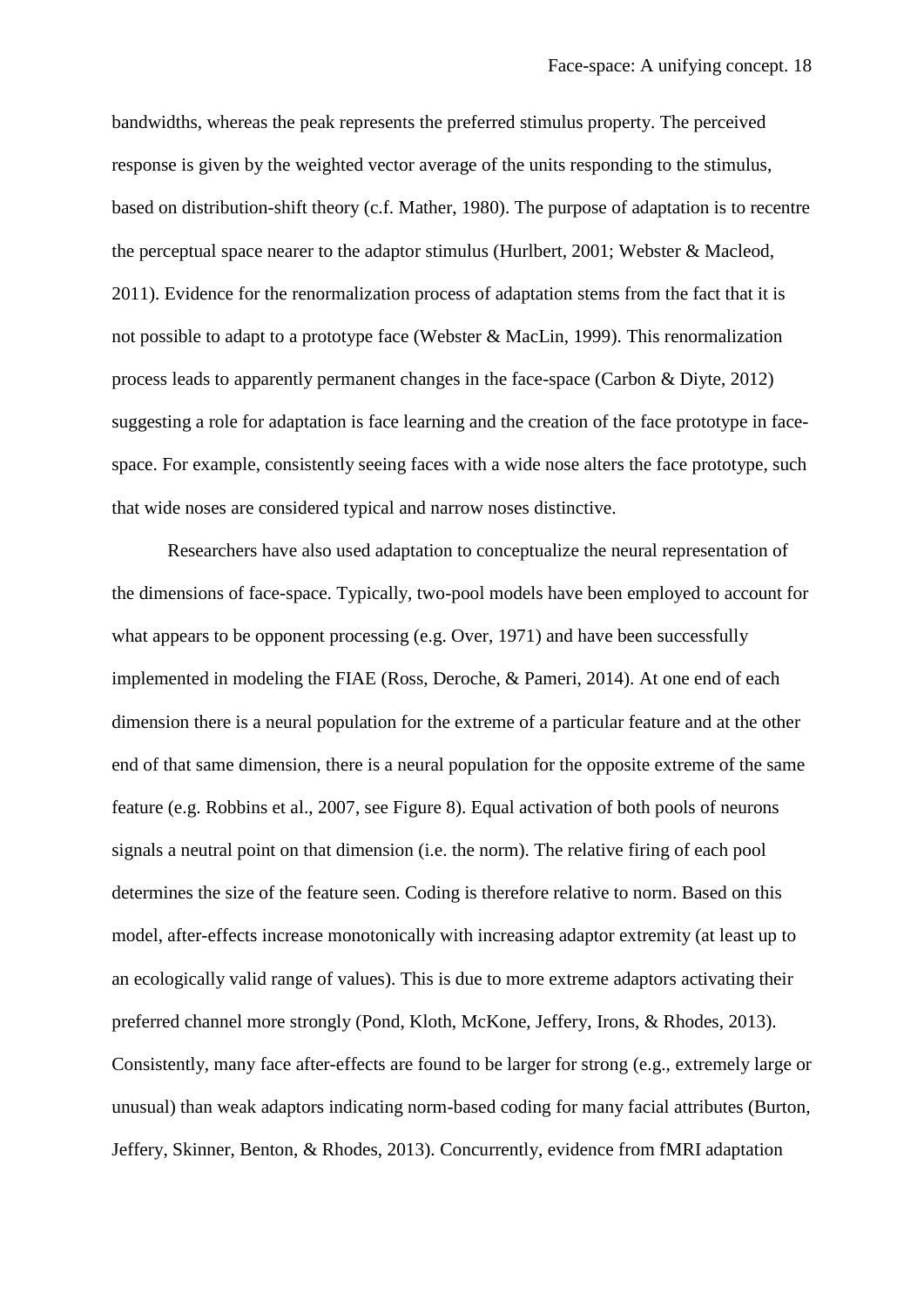bandwidths, whereas the peak represents the preferred stimulus property. The perceived response is given by the weighted vector average of the units responding to the stimulus, based on distribution-shift theory (c.f. Mather, 1980). The purpose of adaptation is to recentre the perceptual space nearer to the adaptor stimulus (Hurlbert, 2001; Webster & Macleod, 2011). Evidence for the renormalization process of adaptation stems from the fact that it is not possible to adapt to a prototype face (Webster & MacLin, 1999). This renormalization process leads to apparently permanent changes in the face-space (Carbon & Diyte, 2012) suggesting a role for adaptation is face learning and the creation of the face prototype in face-space. For example, consistently seeing faces with a wide nose alters the face prototype, such that wide noses are considered typical and narrow noses distinctive.

Researchers have also used adaptation to conceptualize the neural representation of the dimensions of face-space. Typically, two-pool models have been employed to account for what appears to be opponent processing (e.g. Over, 1971) and have been successfully implemented in modeling the FIAE (Ross, Deroche, & Pameri, 2014). At one end of each dimension there is a neural population for the extreme of a particular feature and at the other end of that same dimension, there is a neural population for the opposite extreme of the same feature (e.g. Robbins et al., 2007, see Figure 8). Equal activation of both pools of neurons signals a neutral point on that dimension (i.e. the norm). The relative firing of each pool determines the size of the feature seen. Coding is therefore relative to norm. Based on this model, after-effects increase monotonically with increasing adaptor extremity (at least up to an ecologically valid range of values). This is due to more extreme adaptors activating their preferred channel more strongly (Pond, Kloth, McKone, Jeffery, Irons, & Rhodes, 2013). Consistently, many face after-effects are found to be larger for strong (e.g., extremely large or unusual) than weak adaptors indicating norm-based coding for many facial attributes (Burton, Jeffery, Skinner, Benton, & Rhodes, 2013). Concurrently, evidence from fMRI adaptation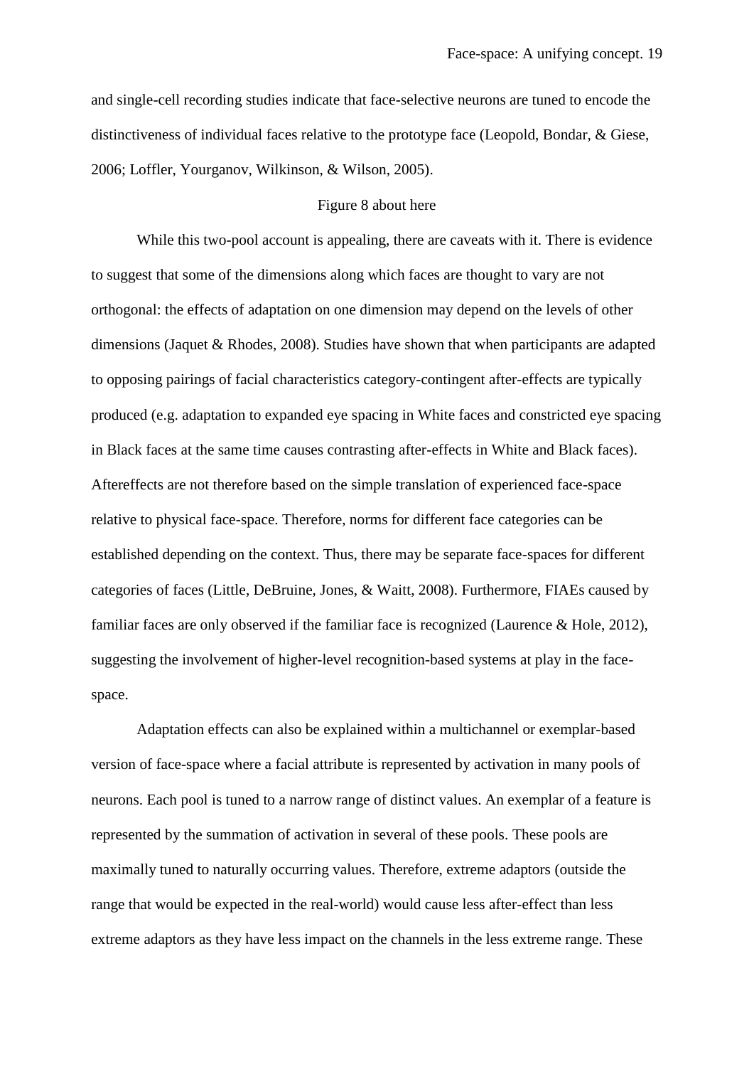and single-cell recording studies indicate that face-selective neurons are tuned to encode the distinctiveness of individual faces relative to the prototype face (Leopold, Bondar, & Giese, 2006; Loffler, Yourganov, Wilkinson, & Wilson, 2005).

Figure 8 about here

While this two-pool account is appealing, there are caveats with it. There is evidence to suggest that some of the dimensions along which faces are thought to vary are not orthogonal: the effects of adaptation on one dimension may depend on the levels of other dimensions (Jaquet & Rhodes, 2008). Studies have shown that when participants are adapted to opposing pairings of facial characteristics category-contingent after-effects are typically produced (e.g. adaptation to expanded eye spacing in White faces and constricted eye spacing in Black faces at the same time causes contrasting after-effects in White and Black faces). Aftereffects are not therefore based on the simple translation of experienced face-space relative to physical face-space. Therefore, norms for different face categories can be established depending on the context. Thus, there may be separate face-spaces for different categories of faces (Little, DeBruine, Jones, & Waitt, 2008). Furthermore, FIAEs caused by familiar faces are only observed if the familiar face is recognized (Laurence & Hole, 2012), suggesting the involvement of higher-level recognition-based systems at play in the face-space.

Adaptation effects can also be explained within a multichannel or exemplar-based version of face-space where a facial attribute is represented by activation in many pools of neurons. Each pool is tuned to a narrow range of distinct values. An exemplar of a feature is represented by the summation of activation in several of these pools. These pools are maximally tuned to naturally occurring values. Therefore, extreme adaptors (outside the range that would be expected in the real-world) would cause less after-effect than less extreme adaptors as they have less impact on the channels in the less extreme range. These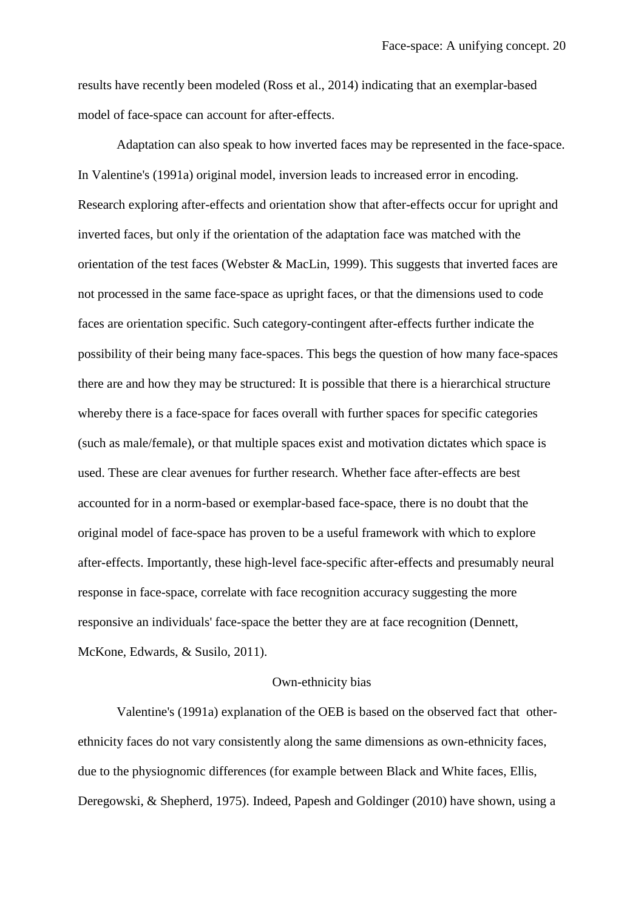results have recently been modeled (Ross et al., 2014) indicating that an exemplar-based model of face-space can account for after-effects.

Adaptation can also speak to how inverted faces may be represented in the face-space. In Valentine's (1991a) original model, inversion leads to increased error in encoding. Research exploring after-effects and orientation show that after-effects occur for upright and inverted faces, but only if the orientation of the adaptation face was matched with the orientation of the test faces (Webster & MacLin, 1999). This suggests that inverted faces are not processed in the same face-space as upright faces, or that the dimensions used to code faces are orientation specific. Such category-contingent after-effects further indicate the possibility of their being many face-spaces. This begs the question of how many face-spaces there are and how they may be structured: It is possible that there is a hierarchical structure whereby there is a face-space for faces overall with further spaces for specific categories (such as male/female), or that multiple spaces exist and motivation dictates which space is used. These are clear avenues for further research. Whether face after-effects are best accounted for in a norm-based or exemplar-based face-space, there is no doubt that the original model of face-space has proven to be a useful framework with which to explore after-effects. Importantly, these high-level face-specific after-effects and presumably neural response in face-space, correlate with face recognition accuracy suggesting the more responsive an individuals' face-space the better they are at face recognition (Dennett, McKone, Edwards, & Susilo, 2011).

## Own-ethnicity bias

Valentine's (1991a) explanation of the OEB is based on the observed fact that other-ethnicity faces do not vary consistently along the same dimensions as own-ethnicity faces, due to the physiognomic differences (for example between Black and White faces, Ellis, Deregowski, & Shepherd, 1975). Indeed, Papesh and Goldinger (2010) have shown, using a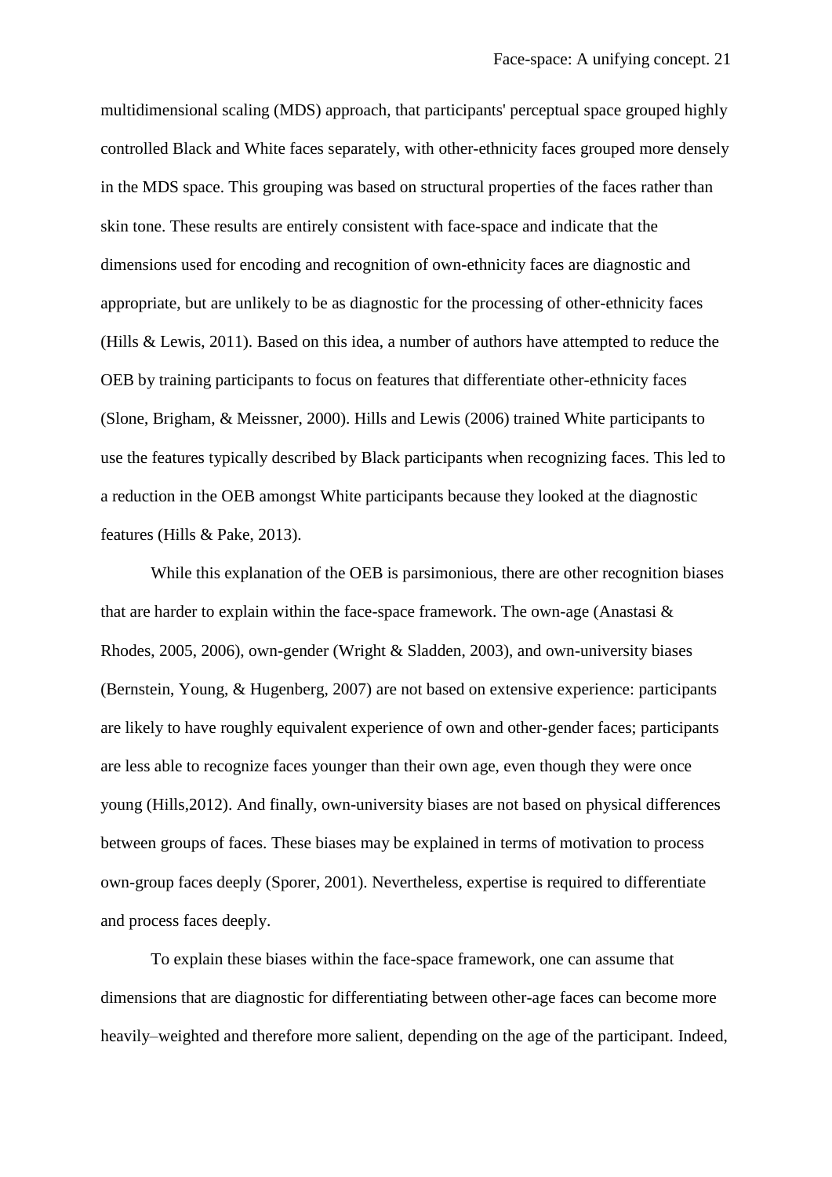multidimensional scaling (MDS) approach, that participants' perceptual space grouped highly controlled Black and White faces separately, with other-ethnicity faces grouped more densely in the MDS space. This grouping was based on structural properties of the faces rather than skin tone. These results are entirely consistent with face-space and indicate that the dimensions used for encoding and recognition of own-ethnicity faces are diagnostic and appropriate, but are unlikely to be as diagnostic for the processing of other-ethnicity faces (Hills & Lewis, 2011). Based on this idea, a number of authors have attempted to reduce the OEB by training participants to focus on features that differentiate other-ethnicity faces (Slone, Brigham, & Meissner, 2000). Hills and Lewis (2006) trained White participants to use the features typically described by Black participants when recognizing faces. This led to a reduction in the OEB amongst White participants because they looked at the diagnostic features (Hills & Pake, 2013).

While this explanation of the OEB is parsimonious, there are other recognition biases that are harder to explain within the face-space framework. The own-age (Anastasi & Rhodes, 2005, 2006), own-gender (Wright & Sladden, 2003), and own-university biases (Bernstein, Young, & Hugenberg, 2007) are not based on extensive experience: participants are likely to have roughly equivalent experience of own and other-gender faces; participants are less able to recognize faces younger than their own age, even though they were once young (Hills,2012). And finally, own-university biases are not based on physical differences between groups of faces. These biases may be explained in terms of motivation to process own-group faces deeply (Sporer, 2001). Nevertheless, expertise is required to differentiate and process faces deeply.

To explain these biases within the face-space framework, one can assume that dimensions that are diagnostic for differentiating between other-age faces can become more heavily–weighted and therefore more salient, depending on the age of the participant. Indeed,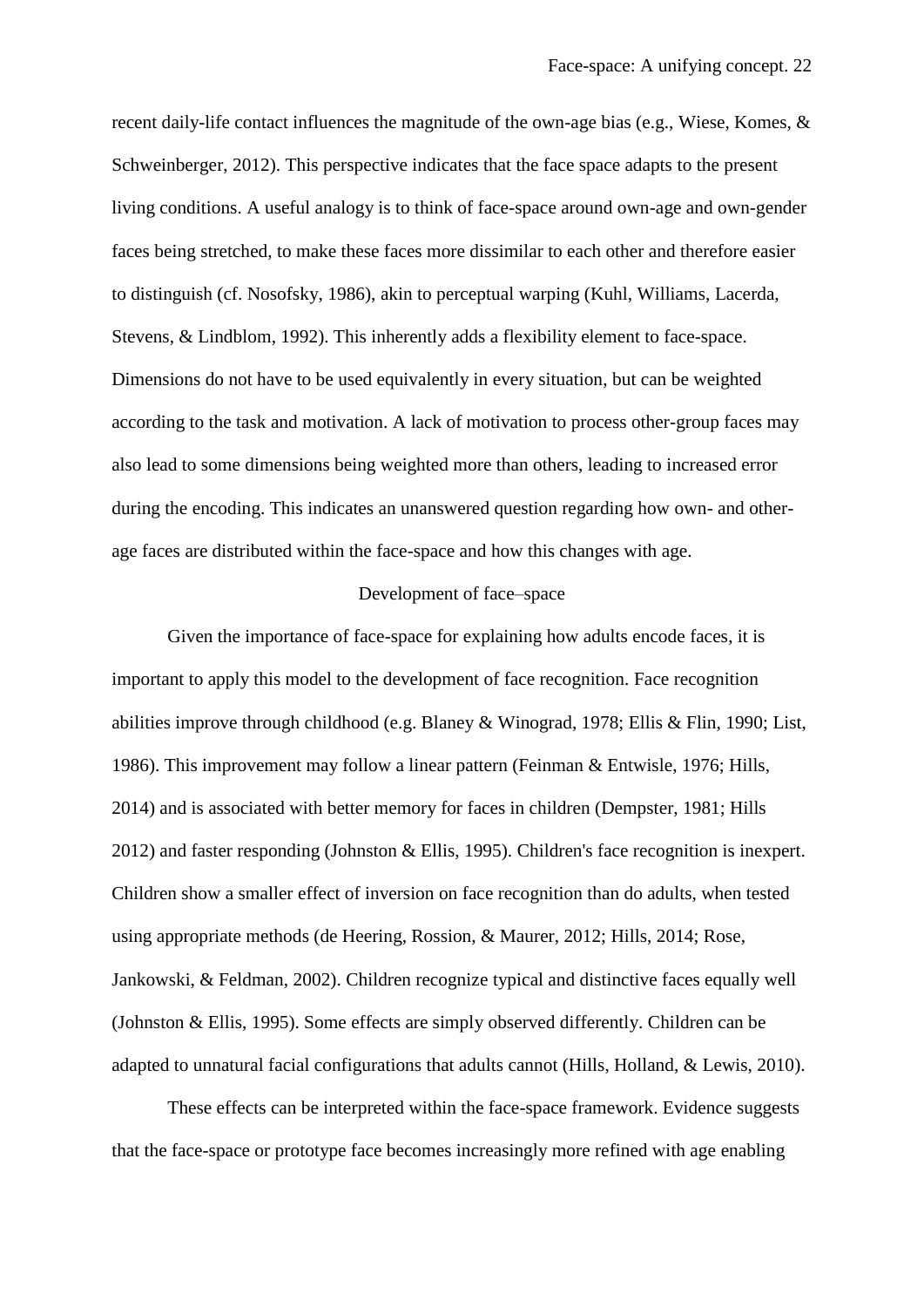recent daily-life contact influences the magnitude of the own-age bias (e.g., Wiese, Komes, & Schweinberger, 2012). This perspective indicates that the face space adapts to the present living conditions. A useful analogy is to think of face-space around own-age and own-gender faces being stretched, to make these faces more dissimilar to each other and therefore easier to distinguish (cf. Nosofsky, 1986), akin to perceptual warping (Kuhl, Williams, Lacerda, Stevens, & Lindblom, 1992). This inherently adds a flexibility element to face-space. Dimensions do not have to be used equivalently in every situation, but can be weighted according to the task and motivation. A lack of motivation to process other-group faces may also lead to some dimensions being weighted more than others, leading to increased error during the encoding. This indicates an unanswered question regarding how own- and other-age faces are distributed within the face-space and how this changes with age.

## Development of face–space

Given the importance of face-space for explaining how adults encode faces, it is important to apply this model to the development of face recognition. Face recognition abilities improve through childhood (e.g. Blaney & Winograd, 1978; Ellis & Flin, 1990; List, 1986). This improvement may follow a linear pattern (Feinman & Entwisle, 1976; Hills, 2014) and is associated with better memory for faces in children (Dempster, 1981; Hills 2012) and faster responding (Johnston & Ellis, 1995). Children's face recognition is inexpert. Children show a smaller effect of inversion on face recognition than do adults, when tested using appropriate methods (de Heering, Rossion, & Maurer, 2012; Hills, 2014; Rose, Jankowski, & Feldman, 2002). Children recognize typical and distinctive faces equally well (Johnston & Ellis, 1995). Some effects are simply observed differently. Children can be adapted to unnatural facial configurations that adults cannot (Hills, Holland, & Lewis, 2010).

These effects can be interpreted within the face-space framework. Evidence suggests that the face-space or prototype face becomes increasingly more refined with age enabling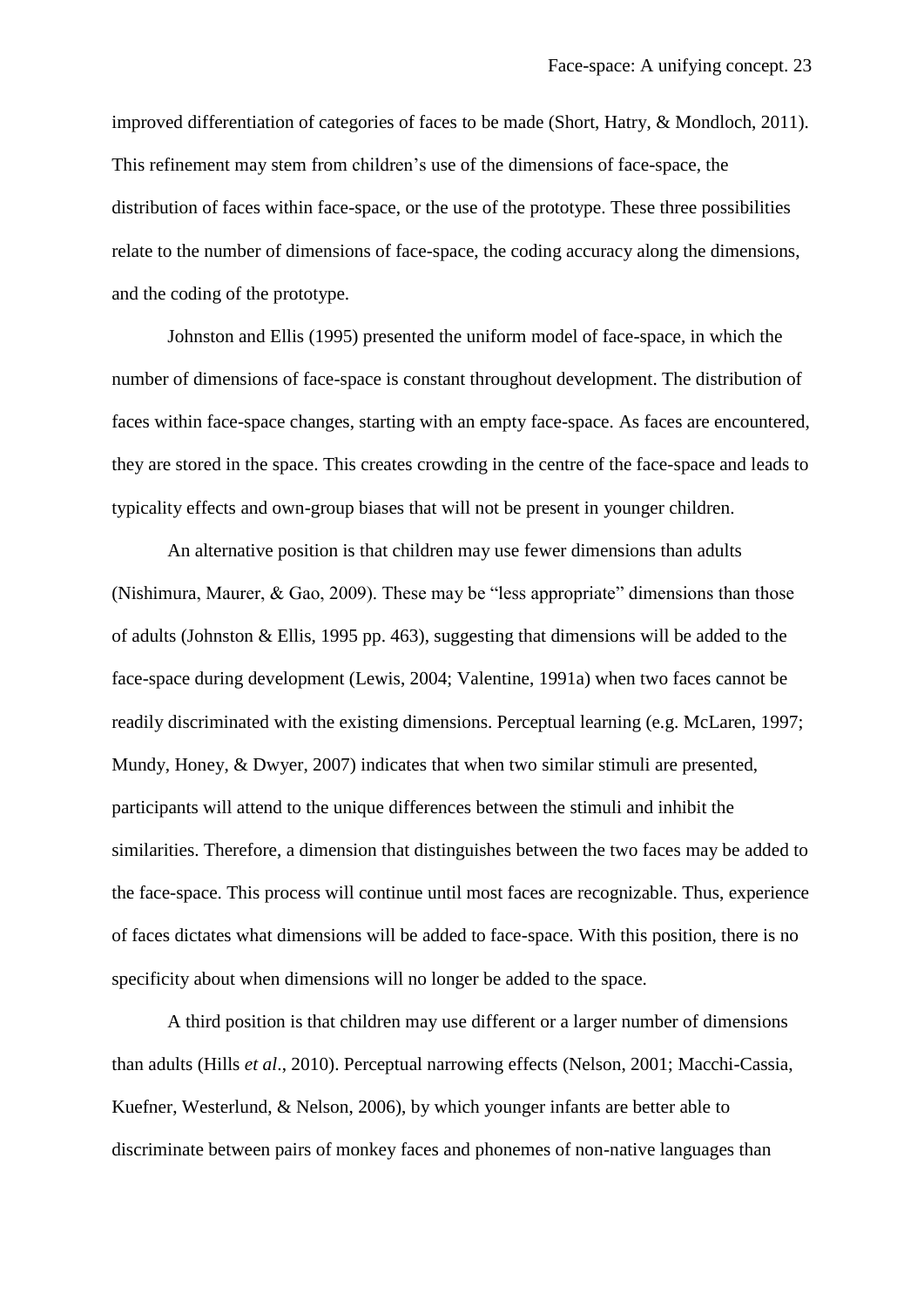improved differentiation of categories of faces to be made (Short, Hatry, & Mondloch, 2011). This refinement may stem from children's use of the dimensions of face-space, the distribution of faces within face-space, or the use of the prototype. These three possibilities relate to the number of dimensions of face-space, the coding accuracy along the dimensions, and the coding of the prototype.

Johnston and Ellis (1995) presented the uniform model of face-space, in which the number of dimensions of face-space is constant throughout development. The distribution of faces within face-space changes, starting with an empty face-space. As faces are encountered, they are stored in the space. This creates crowding in the centre of the face-space and leads to typicality effects and own-group biases that will not be present in younger children.

An alternative position is that children may use fewer dimensions than adults (Nishimura, Maurer, & Gao, 2009). These may be "less appropriate" dimensions than those of adults (Johnston & Ellis, 1995 pp. 463), suggesting that dimensions will be added to the face-space during development (Lewis, 2004; Valentine, 1991a) when two faces cannot be readily discriminated with the existing dimensions. Perceptual learning (e.g. McLaren, 1997; Mundy, Honey, & Dwyer, 2007) indicates that when two similar stimuli are presented, participants will attend to the unique differences between the stimuli and inhibit the similarities. Therefore, a dimension that distinguishes between the two faces may be added to the face-space. This process will continue until most faces are recognizable. Thus, experience of faces dictates what dimensions will be added to face-space. With this position, there is no specificity about when dimensions will no longer be added to the space.

A third position is that children may use different or a larger number of dimensions than adults (Hills *et al*., 2010). Perceptual narrowing effects (Nelson, 2001; Macchi-Cassia, Kuefner, Westerlund, & Nelson, 2006), by which younger infants are better able to discriminate between pairs of monkey faces and phonemes of non-native languages than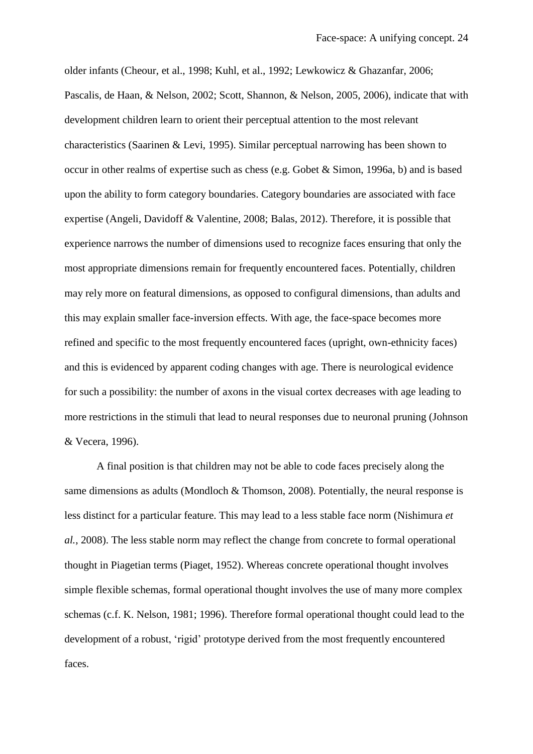older infants (Cheour, et al., 1998; Kuhl, et al., 1992; Lewkowicz & Ghazanfar, 2006; Pascalis, de Haan, & Nelson, 2002; Scott, Shannon, & Nelson, 2005, 2006), indicate that with development children learn to orient their perceptual attention to the most relevant characteristics (Saarinen & Levi, 1995). Similar perceptual narrowing has been shown to occur in other realms of expertise such as chess (e.g. Gobet & Simon, 1996a, b) and is based upon the ability to form category boundaries. Category boundaries are associated with face expertise (Angeli, Davidoff & Valentine, 2008; Balas, 2012). Therefore, it is possible that experience narrows the number of dimensions used to recognize faces ensuring that only the most appropriate dimensions remain for frequently encountered faces. Potentially, children may rely more on featural dimensions, as opposed to configural dimensions, than adults and this may explain smaller face-inversion effects. With age, the face-space becomes more refined and specific to the most frequently encountered faces (upright, own-ethnicity faces) and this is evidenced by apparent coding changes with age. There is neurological evidence for such a possibility: the number of axons in the visual cortex decreases with age leading to more restrictions in the stimuli that lead to neural responses due to neuronal pruning (Johnson & Vecera, 1996).

A final position is that children may not be able to code faces precisely along the same dimensions as adults (Mondloch & Thomson, 2008). Potentially, the neural response is less distinct for a particular feature. This may lead to a less stable face norm (Nishimura *et al.*, 2008). The less stable norm may reflect the change from concrete to formal operational thought in Piagetian terms (Piaget, 1952). Whereas concrete operational thought involves simple flexible schemas, formal operational thought involves the use of many more complex schemas (c.f. K. Nelson, 1981; 1996). Therefore formal operational thought could lead to the development of a robust, 'rigid' prototype derived from the most frequently encountered faces.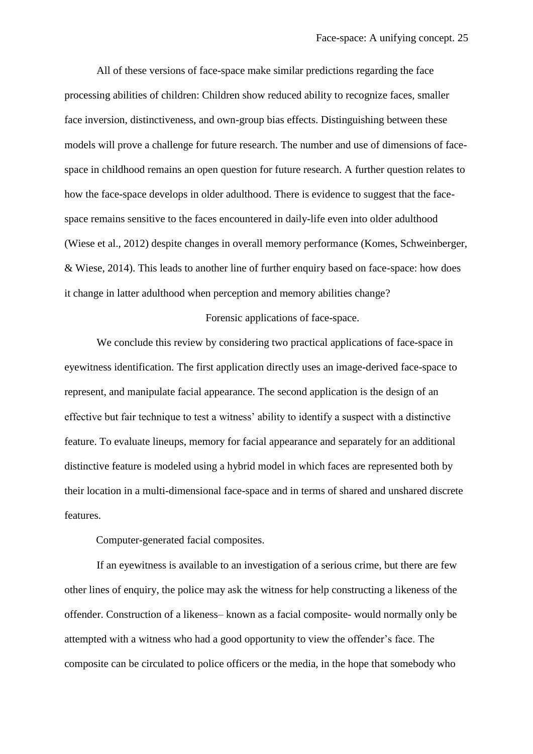All of these versions of face-space make similar predictions regarding the face processing abilities of children: Children show reduced ability to recognize faces, smaller face inversion, distinctiveness, and own-group bias effects. Distinguishing between these models will prove a challenge for future research. The number and use of dimensions of face-space in childhood remains an open question for future research. A further question relates to how the face-space develops in older adulthood. There is evidence to suggest that the face-space remains sensitive to the faces encountered in daily-life even into older adulthood (Wiese et al., 2012) despite changes in overall memory performance (Komes, Schweinberger, & Wiese, 2014). This leads to another line of further enquiry based on face-space: how does it change in latter adulthood when perception and memory abilities change?

## Forensic applications of face-space.

We conclude this review by considering two practical applications of face-space in eyewitness identification. The first application directly uses an image-derived face-space to represent, and manipulate facial appearance. The second application is the design of an effective but fair technique to test a witness' ability to identify a suspect with a distinctive feature. To evaluate lineups, memory for facial appearance and separately for an additional distinctive feature is modeled using a hybrid model in which faces are represented both by their location in a multi-dimensional face-space and in terms of shared and unshared discrete features.

### Computer-generated facial composites.

If an eyewitness is available to an investigation of a serious crime, but there are few other lines of enquiry, the police may ask the witness for help constructing a likeness of the offender. Construction of a likeness– known as a facial composite- would normally only be attempted with a witness who had a good opportunity to view the offender's face. The composite can be circulated to police officers or the media, in the hope that somebody who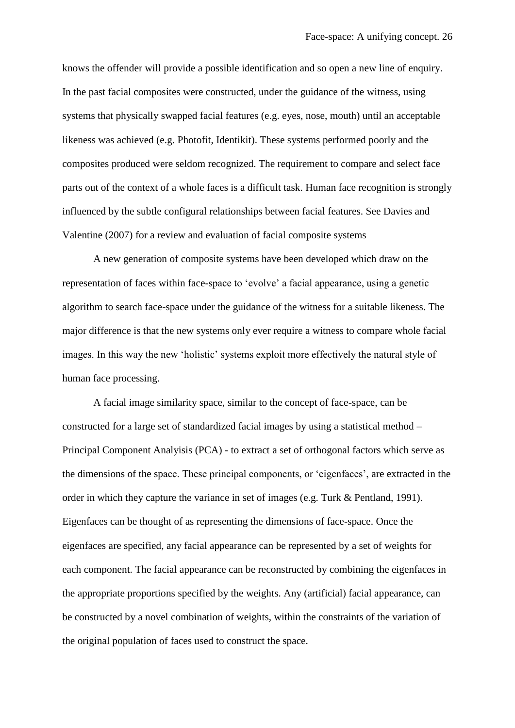knows the offender will provide a possible identification and so open a new line of enquiry. In the past facial composites were constructed, under the guidance of the witness, using systems that physically swapped facial features (e.g. eyes, nose, mouth) until an acceptable likeness was achieved (e.g. Photofit, Identikit). These systems performed poorly and the composites produced were seldom recognized. The requirement to compare and select face parts out of the context of a whole faces is a difficult task. Human face recognition is strongly influenced by the subtle configural relationships between facial features. See Davies and Valentine (2007) for a review and evaluation of facial composite systems

A new generation of composite systems have been developed which draw on the representation of faces within face-space to 'evolve' a facial appearance, using a genetic algorithm to search face-space under the guidance of the witness for a suitable likeness. The major difference is that the new systems only ever require a witness to compare whole facial images. In this way the new 'holistic' systems exploit more effectively the natural style of human face processing.

A facial image similarity space, similar to the concept of face-space, can be constructed for a large set of standardized facial images by using a statistical method – Principal Component Analyisis (PCA) - to extract a set of orthogonal factors which serve as the dimensions of the space. These principal components, or 'eigenfaces', are extracted in the order in which they capture the variance in set of images (e.g. Turk & Pentland, 1991). Eigenfaces can be thought of as representing the dimensions of face-space. Once the eigenfaces are specified, any facial appearance can be represented by a set of weights for each component. The facial appearance can be reconstructed by combining the eigenfaces in the appropriate proportions specified by the weights. Any (artificial) facial appearance, can be constructed by a novel combination of weights, within the constraints of the variation of the original population of faces used to construct the space.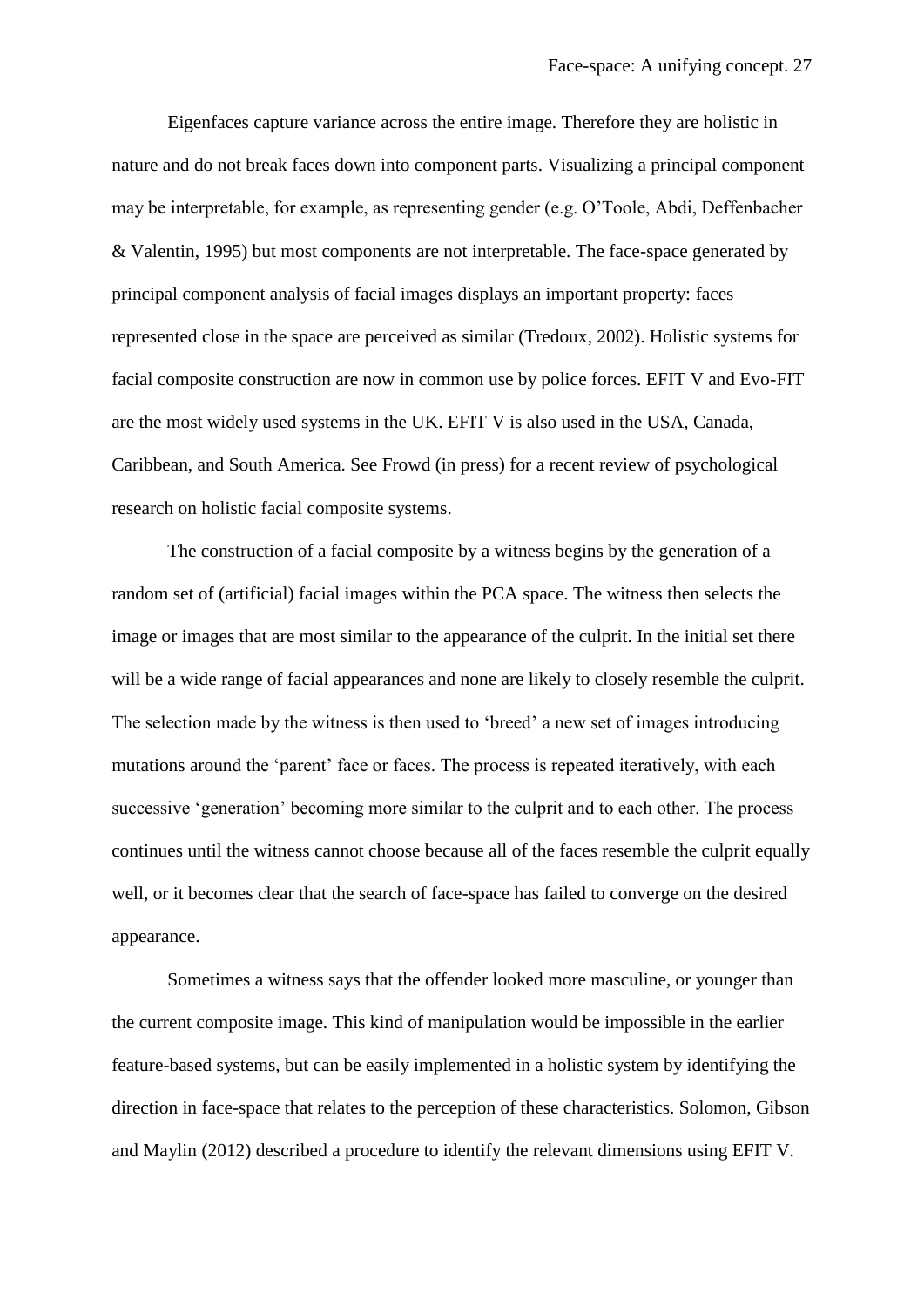Eigenfaces capture variance across the entire image. Therefore they are holistic in nature and do not break faces down into component parts. Visualizing a principal component may be interpretable, for example, as representing gender (e.g. O'Toole, Abdi, Deffenbacher & Valentin, 1995) but most components are not interpretable. The face-space generated by principal component analysis of facial images displays an important property: faces represented close in the space are perceived as similar (Tredoux, 2002). Holistic systems for facial composite construction are now in common use by police forces. EFIT V and Evo-FIT are the most widely used systems in the UK. EFIT V is also used in the USA, Canada, Caribbean, and South America. See Frowd (in press) for a recent review of psychological research on holistic facial composite systems.

The construction of a facial composite by a witness begins by the generation of a random set of (artificial) facial images within the PCA space. The witness then selects the image or images that are most similar to the appearance of the culprit. In the initial set there will be a wide range of facial appearances and none are likely to closely resemble the culprit. The selection made by the witness is then used to 'breed' a new set of images introducing mutations around the 'parent' face or faces. The process is repeated iteratively, with each successive 'generation' becoming more similar to the culprit and to each other. The process continues until the witness cannot choose because all of the faces resemble the culprit equally well, or it becomes clear that the search of face-space has failed to converge on the desired appearance.

Sometimes a witness says that the offender looked more masculine, or younger than the current composite image. This kind of manipulation would be impossible in the earlier feature-based systems, but can be easily implemented in a holistic system by identifying the direction in face-space that relates to the perception of these characteristics. Solomon, Gibson and Maylin (2012) described a procedure to identify the relevant dimensions using EFIT V.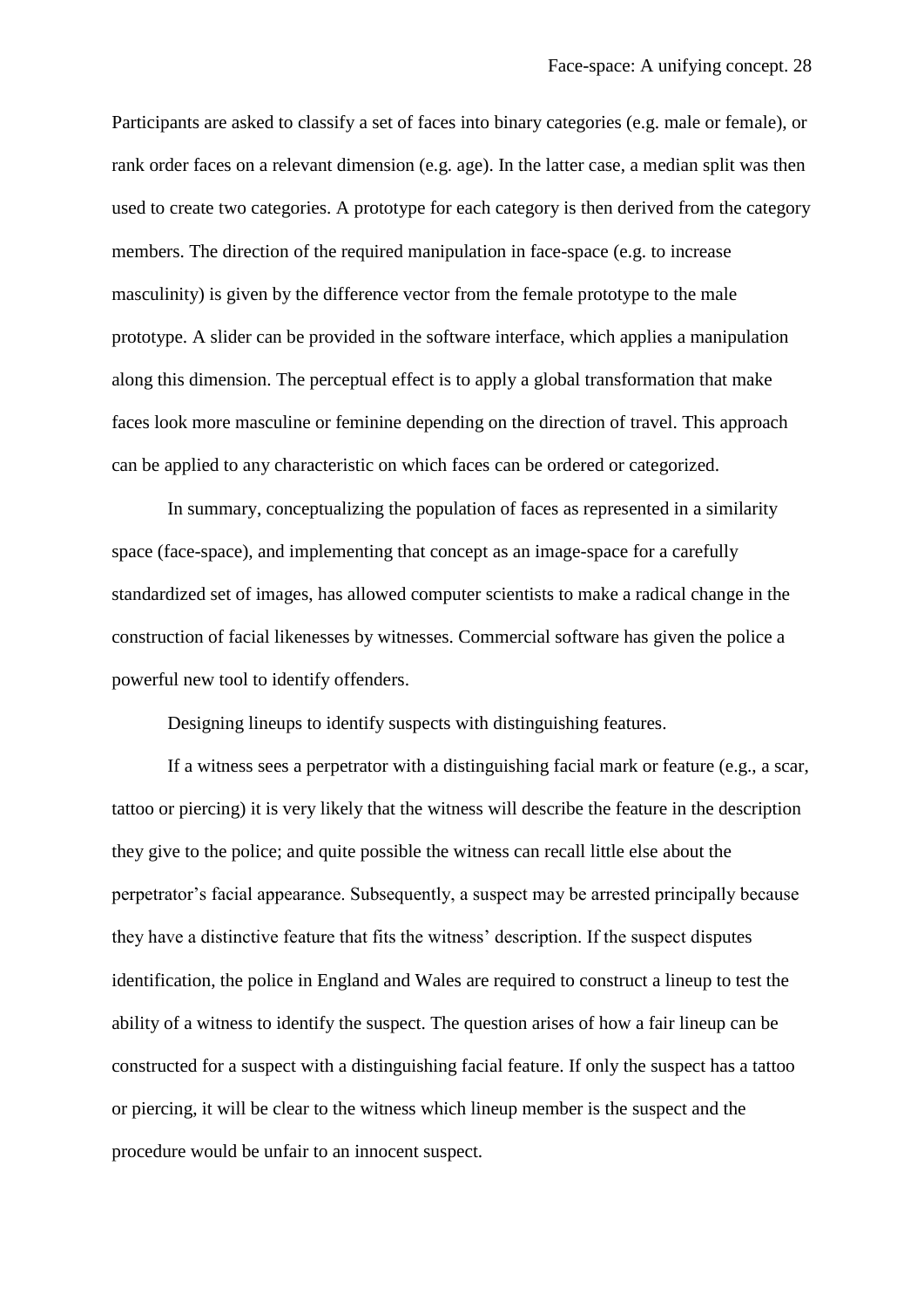Participants are asked to classify a set of faces into binary categories (e.g. male or female), or rank order faces on a relevant dimension (e.g. age). In the latter case, a median split was then used to create two categories. A prototype for each category is then derived from the category members. The direction of the required manipulation in face-space (e.g. to increase masculinity) is given by the difference vector from the female prototype to the male prototype. A slider can be provided in the software interface, which applies a manipulation along this dimension. The perceptual effect is to apply a global transformation that make faces look more masculine or feminine depending on the direction of travel. This approach can be applied to any characteristic on which faces can be ordered or categorized.

In summary, conceptualizing the population of faces as represented in a similarity space (face-space), and implementing that concept as an image-space for a carefully standardized set of images, has allowed computer scientists to make a radical change in the construction of facial likenesses by witnesses. Commercial software has given the police a powerful new tool to identify offenders.

Designing lineups to identify suspects with distinguishing features.

If a witness sees a perpetrator with a distinguishing facial mark or feature (e.g., a scar, tattoo or piercing) it is very likely that the witness will describe the feature in the description they give to the police; and quite possible the witness can recall little else about the perpetrator's facial appearance. Subsequently, a suspect may be arrested principally because they have a distinctive feature that fits the witness' description. If the suspect disputes identification, the police in England and Wales are required to construct a lineup to test the ability of a witness to identify the suspect. The question arises of how a fair lineup can be constructed for a suspect with a distinguishing facial feature. If only the suspect has a tattoo or piercing, it will be clear to the witness which lineup member is the suspect and the procedure would be unfair to an innocent suspect.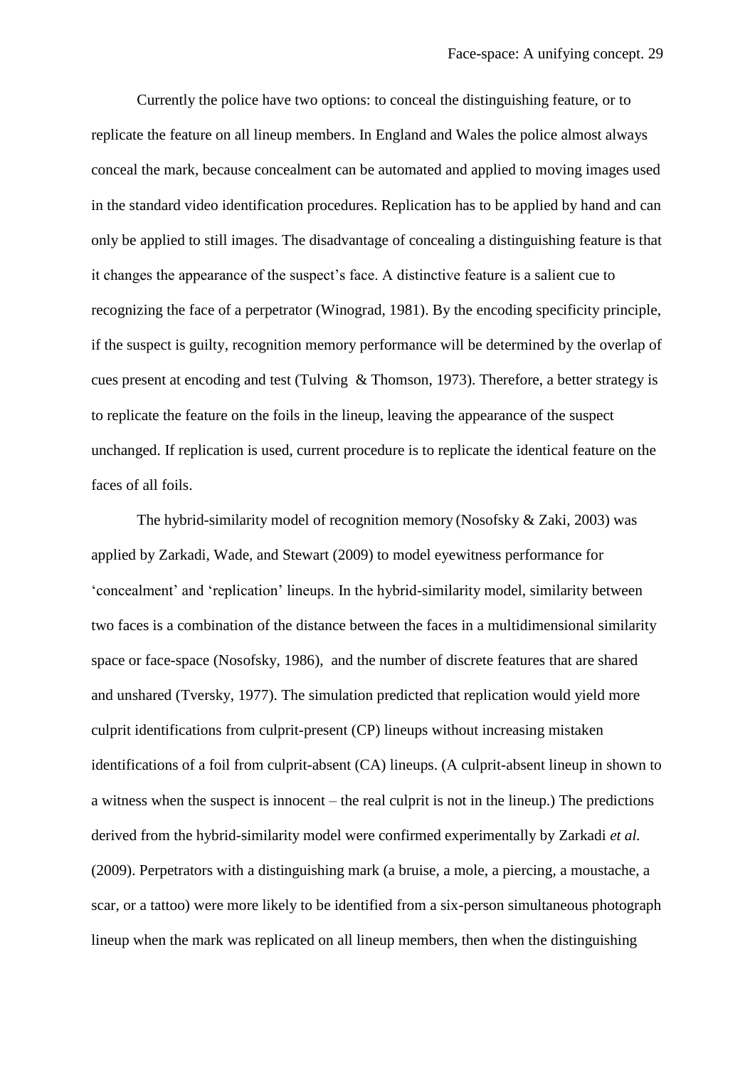Currently the police have two options: to conceal the distinguishing feature, or to replicate the feature on all lineup members. In England and Wales the police almost always conceal the mark, because concealment can be automated and applied to moving images used in the standard video identification procedures. Replication has to be applied by hand and can only be applied to still images. The disadvantage of concealing a distinguishing feature is that it changes the appearance of the suspect's face. A distinctive feature is a salient cue to recognizing the face of a perpetrator (Winograd, 1981). By the encoding specificity principle, if the suspect is guilty, recognition memory performance will be determined by the overlap of cues present at encoding and test (Tulving & Thomson, 1973). Therefore, a better strategy is to replicate the feature on the foils in the lineup, leaving the appearance of the suspect unchanged. If replication is used, current procedure is to replicate the identical feature on the faces of all foils.

The hybrid-similarity model of recognition memory (Nosofsky & Zaki, 2003) was applied by Zarkadi, Wade, and Stewart (2009) to model eyewitness performance for 'concealment' and 'replication' lineups. In the hybrid-similarity model, similarity between two faces is a combination of the distance between the faces in a multidimensional similarity space or face-space (Nosofsky, 1986), and the number of discrete features that are shared and unshared (Tversky, 1977). The simulation predicted that replication would yield more culprit identifications from culprit-present (CP) lineups without increasing mistaken identifications of a foil from culprit-absent (CA) lineups. (A culprit-absent lineup in shown to a witness when the suspect is innocent – the real culprit is not in the lineup.) The predictions derived from the hybrid-similarity model were confirmed experimentally by Zarkadi *et al.* (2009). Perpetrators with a distinguishing mark (a bruise, a mole, a piercing, a moustache, a scar, or a tattoo) were more likely to be identified from a six-person simultaneous photograph lineup when the mark was replicated on all lineup members, then when the distinguishing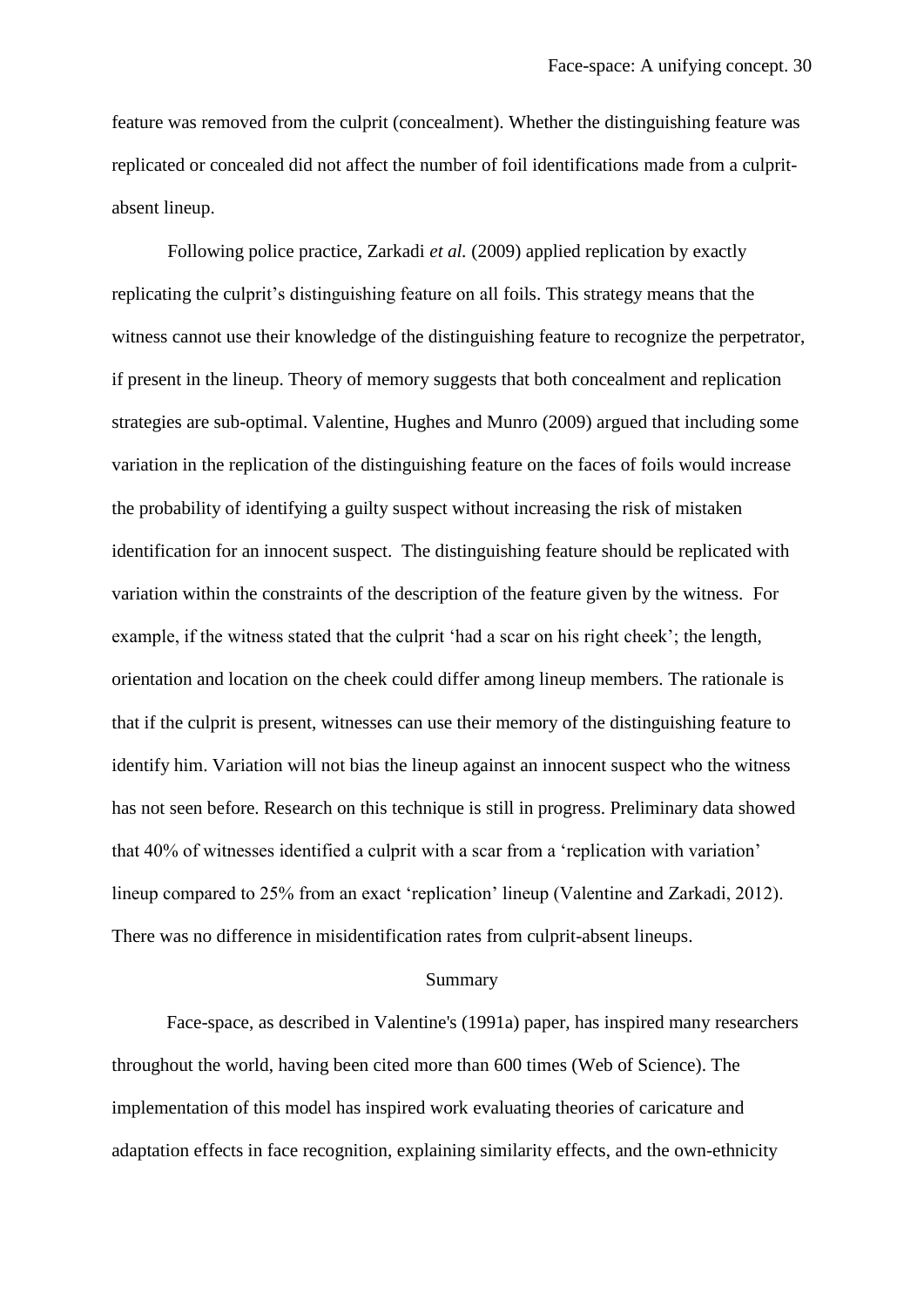feature was removed from the culprit (concealment). Whether the distinguishing feature was replicated or concealed did not affect the number of foil identifications made from a culprit-absent lineup.

Following police practice, Zarkadi *et al.* (2009) applied replication by exactly replicating the culprit's distinguishing feature on all foils. This strategy means that the witness cannot use their knowledge of the distinguishing feature to recognize the perpetrator, if present in the lineup. Theory of memory suggests that both concealment and replication strategies are sub-optimal. Valentine, Hughes and Munro (2009) argued that including some variation in the replication of the distinguishing feature on the faces of foils would increase the probability of identifying a guilty suspect without increasing the risk of mistaken identification for an innocent suspect. The distinguishing feature should be replicated with variation within the constraints of the description of the feature given by the witness. For example, if the witness stated that the culprit 'had a scar on his right cheek'; the length, orientation and location on the cheek could differ among lineup members. The rationale is that if the culprit is present, witnesses can use their memory of the distinguishing feature to identify him. Variation will not bias the lineup against an innocent suspect who the witness has not seen before. Research on this technique is still in progress. Preliminary data showed that 40% of witnesses identified a culprit with a scar from a 'replication with variation' lineup compared to 25% from an exact 'replication' lineup (Valentine and Zarkadi, 2012). There was no difference in misidentification rates from culprit-absent lineups.

## Summary

Face-space, as described in Valentine's (1991a) paper, has inspired many researchers throughout the world, having been cited more than 600 times (Web of Science). The implementation of this model has inspired work evaluating theories of caricature and adaptation effects in face recognition, explaining similarity effects, and the own-ethnicity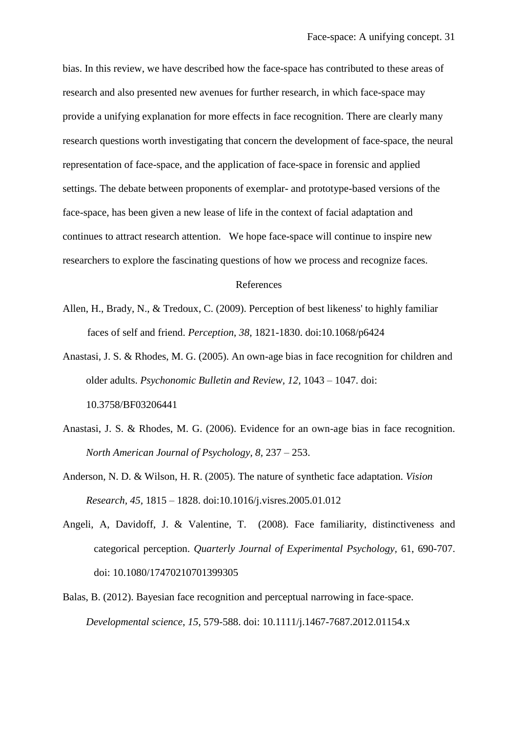bias. In this review, we have described how the face-space has contributed to these areas of research and also presented new avenues for further research, in which face-space may provide a unifying explanation for more effects in face recognition. There are clearly many research questions worth investigating that concern the development of face-space, the neural representation of face-space, and the application of face-space in forensic and applied settings. The debate between proponents of exemplar- and prototype-based versions of the face-space, has been given a new lease of life in the context of facial adaptation and continues to attract research attention. We hope face-space will continue to inspire new researchers to explore the fascinating questions of how we process and recognize faces.

## References

Allen, H., Brady, N., & Tredoux, C. (2009). Perception of best likeness' to highly familiar faces of self and friend. *Perception*, *38*, 1821-1830. doi:10.1068/p6424

Anastasi, J. S. & Rhodes, M. G. (2005). An own-age bias in face recognition for children and older adults. *Psychonomic Bulletin and Review*, *12*, 1043 – 1047. doi: 10.3758/BF03206441

Anastasi, J. S. & Rhodes, M. G. (2006). Evidence for an own-age bias in face recognition. *North American Journal of Psychology*, *8*, 237 – 253.

Anderson, N. D. & Wilson, H. R. (2005). The nature of synthetic face adaptation. *Vision Research*, *45*, 1815 – 1828. doi:10.1016/j.visres.2005.01.012

Angeli, A, Davidoff, J. & Valentine, T. (2008). Face familiarity, distinctiveness and categorical perception. *Quarterly Journal of Experimental Psychology*, 61, 690-707. doi: 10.1080/17470210701399305

Balas, B. (2012). Bayesian face recognition and perceptual narrowing in face-space. *Developmental science*, *15*, 579-588. doi: 10.1111/j.1467-7687.2012.01154.x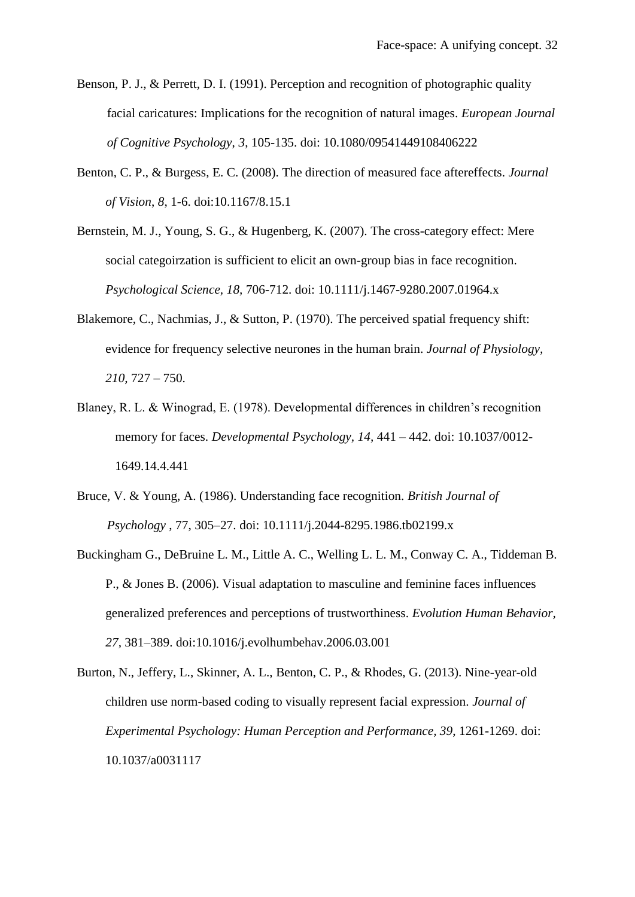Benson, P. J., & Perrett, D. I. (1991). Perception and recognition of photographic quality facial caricatures: Implications for the recognition of natural images. *European Journal of Cognitive Psychology*, *3*, 105-135. doi: 10.1080/09541449108406222

Benton, C. P., & Burgess, E. C. (2008). The direction of measured face aftereffects. *Journal of Vision*, *8*, 1-6. doi:10.1167/8.15.1

Bernstein, M. J., Young, S. G., & Hugenberg, K. (2007). The cross-category effect: Mere social categoirzation is sufficient to elicit an own-group bias in face recognition. *Psychological Science, 18*, 706-712. doi: 10.1111/j.1467-9280.2007.01964.x

Blakemore, C., Nachmias, J., & Sutton, P. (1970). The perceived spatial frequency shift: evidence for frequency selective neurones in the human brain. *Journal of Physiology, 210*, 727 – 750.

Blaney, R. L. & Winograd, E. (1978). Developmental differences in children's recognition memory for faces. *Developmental Psychology, 14,* 441 – 442. doi: 10.1037/0012-1649.14.4.441

Bruce, V. & Young, A. (1986). Understanding face recognition. *British Journal of Psychology* , 77, 305–27. doi: 10.1111/j.2044-8295.1986.tb02199.x

Buckingham G., DeBruine L. M., Little A. C., Welling L. L. M., Conway C. A., Tiddeman B. P., & Jones B. (2006). Visual adaptation to masculine and feminine faces influences generalized preferences and perceptions of trustworthiness. *Evolution Human Behavior, 27,* 381–389. doi:10.1016/j.evolhumbehav.2006.03.001

Burton, N., Jeffery, L., Skinner, A. L., Benton, C. P., & Rhodes, G. (2013). Nine-year-old children use norm-based coding to visually represent facial expression. *Journal of Experimental Psychology: Human Perception and Performance, 39*, 1261-1269. doi: 10.1037/a0031117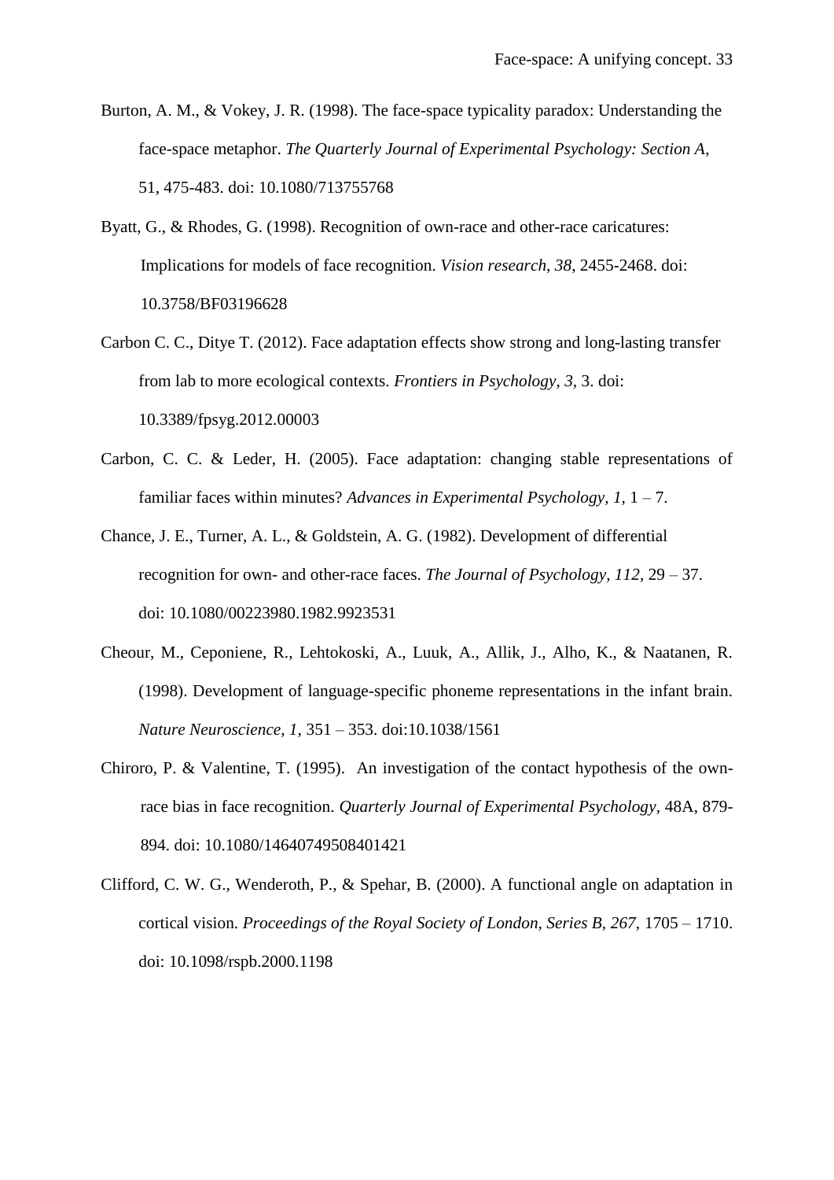Burton, A. M., & Vokey, J. R. (1998). The face-space typicality paradox: Understanding the face-space metaphor. *The Quarterly Journal of Experimental Psychology: Section A*, 51, 475-483. doi: 10.1080/713755768

Byatt, G., & Rhodes, G. (1998). Recognition of own-race and other-race caricatures: Implications for models of face recognition. *Vision research*, *38*, 2455-2468. doi: 10.3758/BF03196628

Carbon C. C., Ditye T. (2012). Face adaptation effects show strong and long-lasting transfer from lab to more ecological contexts. *Frontiers in Psychology, 3,* 3. doi: 10.3389/fpsyg.2012.00003

Carbon, C. C. & Leder, H. (2005). Face adaptation: changing stable representations of familiar faces within minutes? *Advances in Experimental Psychology, 1,* 1 – 7.

Chance, J. E., Turner, A. L., & Goldstein, A. G. (1982). Development of differential recognition for own- and other-race faces. *The Journal of Psychology, 112,* 29 – 37. doi: 10.1080/00223980.1982.9923531

Cheour, M., Ceponiene, R., Lehtokoski, A., Luuk, A., Allik, J., Alho, K., & Naatanen, R. (1998). Development of language-specific phoneme representations in the infant brain. *Nature Neuroscience, 1,* 351 – 353. doi:10.1038/1561

Chiroro, P. & Valentine, T. (1995). An investigation of the contact hypothesis of the own-race bias in face recognition. *Quarterly Journal of Experimental Psychology*, 48A, 879-894. doi: 10.1080/14640749508401421

Clifford, C. W. G., Wenderoth, P., & Spehar, B. (2000). A functional angle on adaptation in cortical vision. *Proceedings of the Royal Society of London, Series B*, *267*, 1705 – 1710. doi: 10.1098/rspb.2000.1198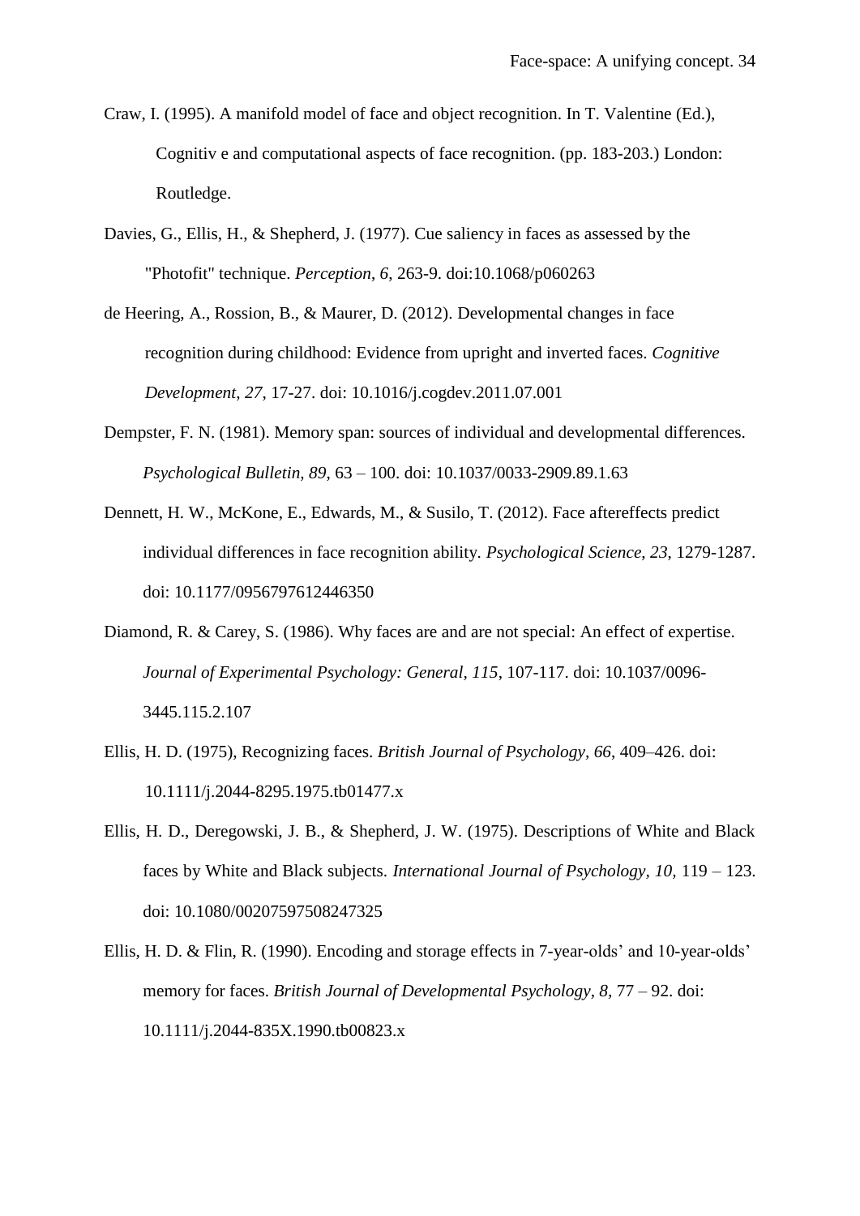Craw, I. (1995). A manifold model of face and object recognition. In T. Valentine (Ed.), Cognitiv e and computational aspects of face recognition. (pp. 183-203.) London: Routledge.

Davies, G., Ellis, H., & Shepherd, J. (1977). Cue saliency in faces as assessed by the "Photofit" technique. *Perception, 6*, 263-9. doi:10.1068/p060263

de Heering, A., Rossion, B., & Maurer, D. (2012). Developmental changes in face recognition during childhood: Evidence from upright and inverted faces. *Cognitive Development, 27*, 17-27. doi: 10.1016/j.cogdev.2011.07.001

Dempster, F. N. (1981). Memory span: sources of individual and developmental differences. *Psychological Bulletin, 89*, 63 – 100. doi: 10.1037/0033-2909.89.1.63

Dennett, H. W., McKone, E., Edwards, M., & Susilo, T. (2012). Face aftereffects predict individual differences in face recognition ability. *Psychological Science, 23*, 1279-1287. doi: 10.1177/0956797612446350

Diamond, R. & Carey, S. (1986). Why faces are and are not special: An effect of expertise. *Journal of Experimental Psychology: General, 115*, 107-117. doi: 10.1037/0096-3445.115.2.107

Ellis, H. D. (1975), Recognizing faces. *British Journal of Psychology, 66*, 409–426. doi: 10.1111/j.2044-8295.1975.tb01477.x

Ellis, H. D., Deregowski, J. B., & Shepherd, J. W. (1975). Descriptions of White and Black faces by White and Black subjects. *International Journal of Psychology, 10*, 119 – 123. doi: 10.1080/00207597508247325

Ellis, H. D. & Flin, R. (1990). Encoding and storage effects in 7-year-olds' and 10-year-olds' memory for faces. *British Journal of Developmental Psychology, 8*, 77 – 92. doi: 10.1111/j.2044-835X.1990.tb00823.x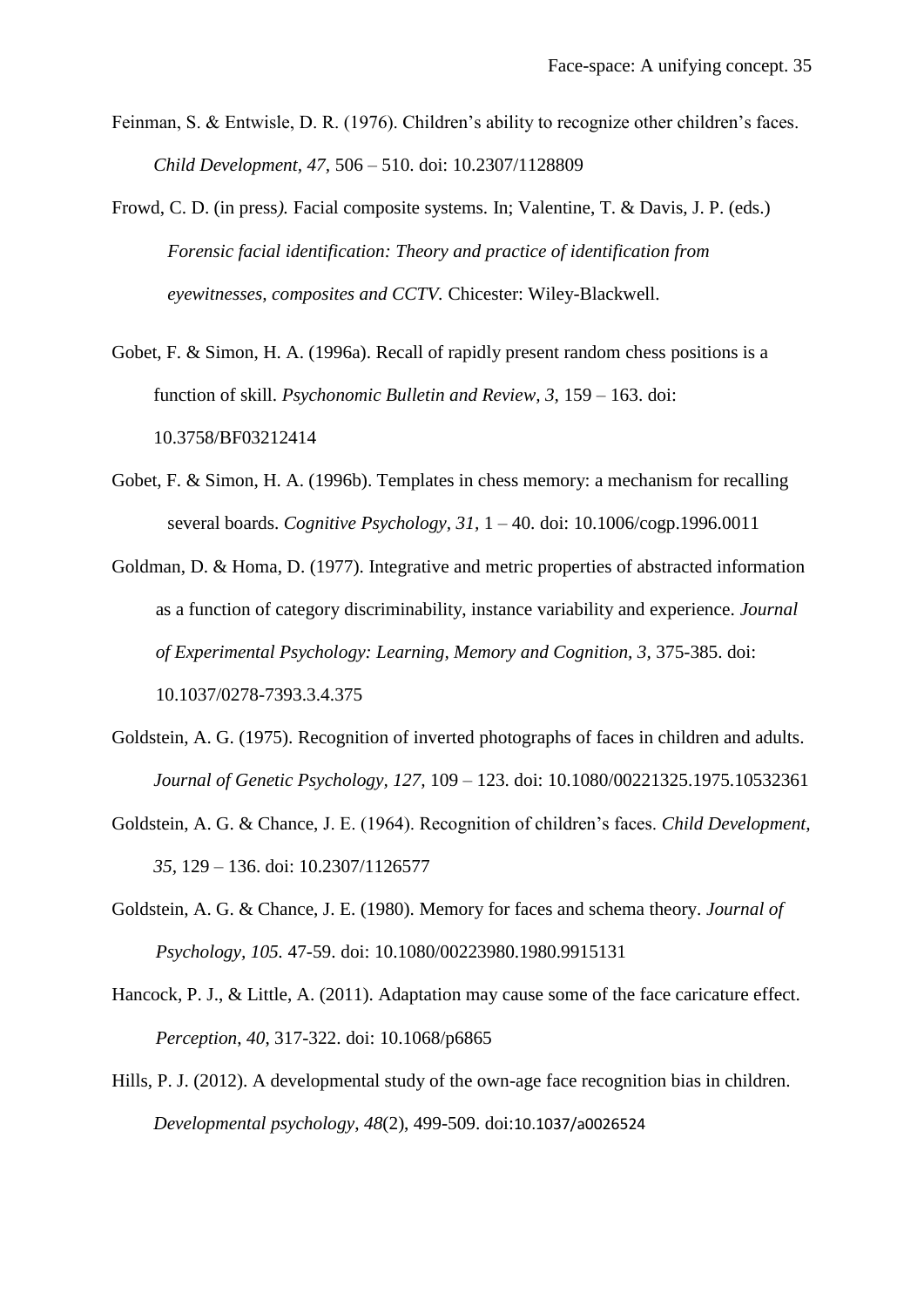Feinman, S. & Entwisle, D. R. (1976). Children's ability to recognize other children's faces. *Child Development, 47,* 506 – 510. doi: 10.2307/1128809

Frowd, C. D. (in press*).* Facial composite systems. In; Valentine, T. & Davis, J. P. (eds.) *Forensic facial identification: Theory and practice of identification from eyewitnesses, composites and CCTV.* Chicester: Wiley-Blackwell.

Gobet, F. & Simon, H. A. (1996a). Recall of rapidly present random chess positions is a function of skill. *Psychonomic Bulletin and Review, 3,* 159 – 163. doi: 10.3758/BF03212414

Gobet, F. & Simon, H. A. (1996b). Templates in chess memory: a mechanism for recalling several boards. *Cognitive Psychology, 31,* 1 – 40. doi: 10.1006/cogp.1996.0011

Goldman, D. & Homa, D. (1977). Integrative and metric properties of abstracted information as a function of category discriminability, instance variability and experience. *Journal of Experimental Psychology: Learning, Memory and Cognition, 3,* 375-385. doi: 10.1037/0278-7393.3.4.375

Goldstein, A. G. (1975). Recognition of inverted photographs of faces in children and adults. *Journal of Genetic Psychology, 127,* 109 – 123. doi: 10.1080/00221325.1975.10532361

Goldstein, A. G. & Chance, J. E. (1964). Recognition of children's faces. *Child Development, 35,* 129 – 136. doi: 10.2307/1126577

Goldstein, A. G. & Chance, J. E. (1980). Memory for faces and schema theory. *Journal of Psychology, 105.* 47-59. doi: 10.1080/00223980.1980.9915131

Hancock, P. J., & Little, A. (2011). Adaptation may cause some of the face caricature effect. *Perception*, *40*, 317-322. doi: 10.1068/p6865

Hills, P. J. (2012). A developmental study of the own-age face recognition bias in children. *Developmental psychology*, *48*(2), 499-509. doi:10.1037/a0026524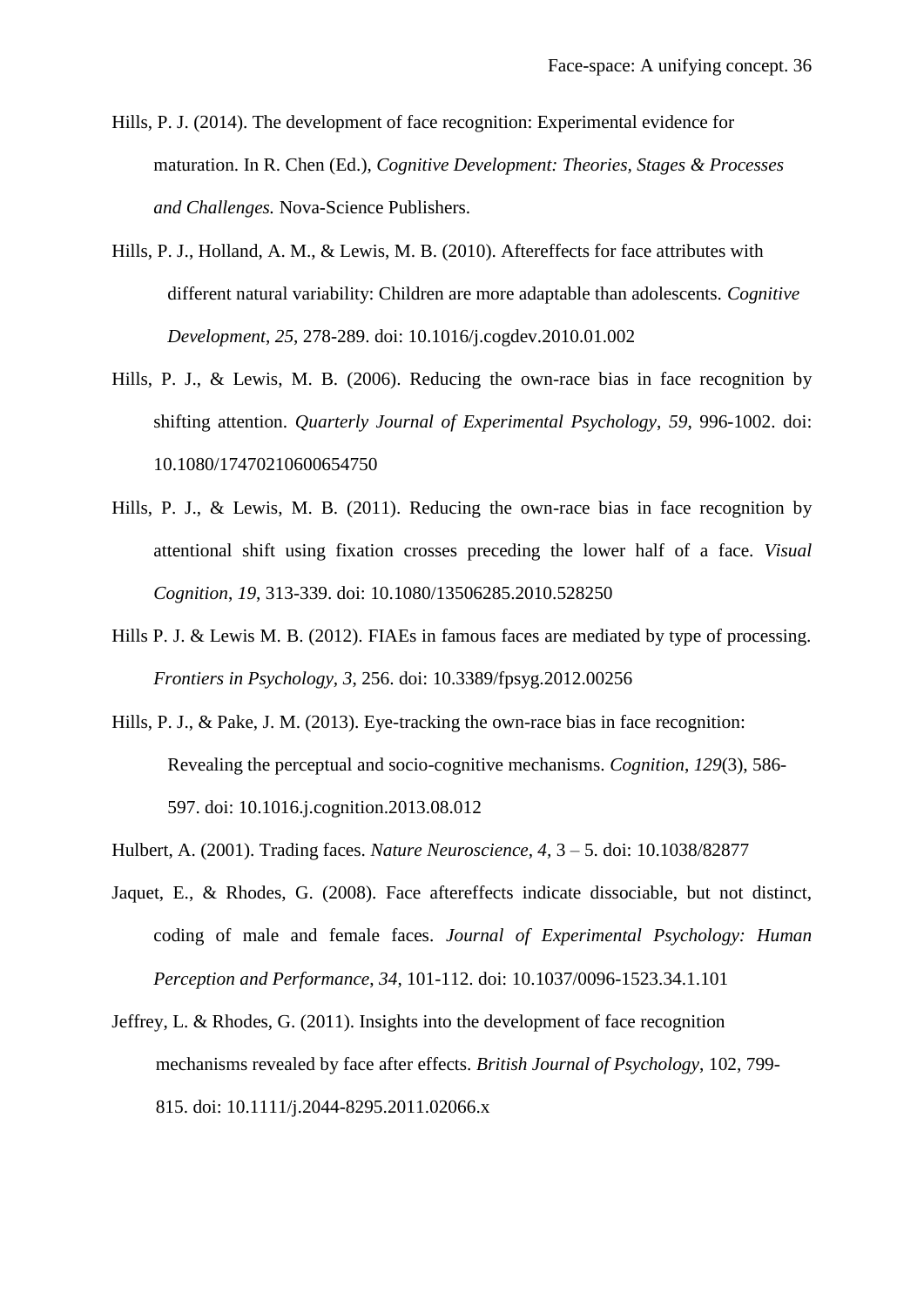Hills, P. J. (2014). The development of face recognition: Experimental evidence for maturation. In R. Chen (Ed.), *Cognitive Development: Theories, Stages & Processes and Challenges.* Nova-Science Publishers.

Hills, P. J., Holland, A. M., & Lewis, M. B. (2010). Aftereffects for face attributes with different natural variability: Children are more adaptable than adolescents. *Cognitive Development*, *25*, 278-289. doi: 10.1016/j.cogdev.2010.01.002

Hills, P. J., & Lewis, M. B. (2006). Reducing the own-race bias in face recognition by shifting attention. *Quarterly Journal of Experimental Psychology*, *59*, 996-1002. doi: 10.1080/17470210600654750

Hills, P. J., & Lewis, M. B. (2011). Reducing the own-race bias in face recognition by attentional shift using fixation crosses preceding the lower half of a face. *Visual Cognition*, *19*, 313-339. doi: 10.1080/13506285.2010.528250

Hills P. J. & Lewis M. B. (2012). FIAEs in famous faces are mediated by type of processing. *Frontiers in Psychology, 3*, 256. doi: 10.3389/fpsyg.2012.00256

Hills, P. J., & Pake, J. M. (2013). Eye-tracking the own-race bias in face recognition: Revealing the perceptual and socio-cognitive mechanisms. *Cognition*, *129*(3), 586-597. doi: 10.1016.j.cognition.2013.08.012

Hulbert, A. (2001). Trading faces. *Nature Neuroscience, 4,* 3 – 5. doi: 10.1038/82877

Jaquet, E., & Rhodes, G. (2008). Face aftereffects indicate dissociable, but not distinct, coding of male and female faces. *Journal of Experimental Psychology: Human Perception and Performance*, *34*, 101-112. doi: 10.1037/0096-1523.34.1.101

Jeffrey, L. & Rhodes, G. (2011). Insights into the development of face recognition mechanisms revealed by face after effects. *British Journal of Psychology*, 102, 799-815. doi: 10.1111/j.2044-8295.2011.02066.x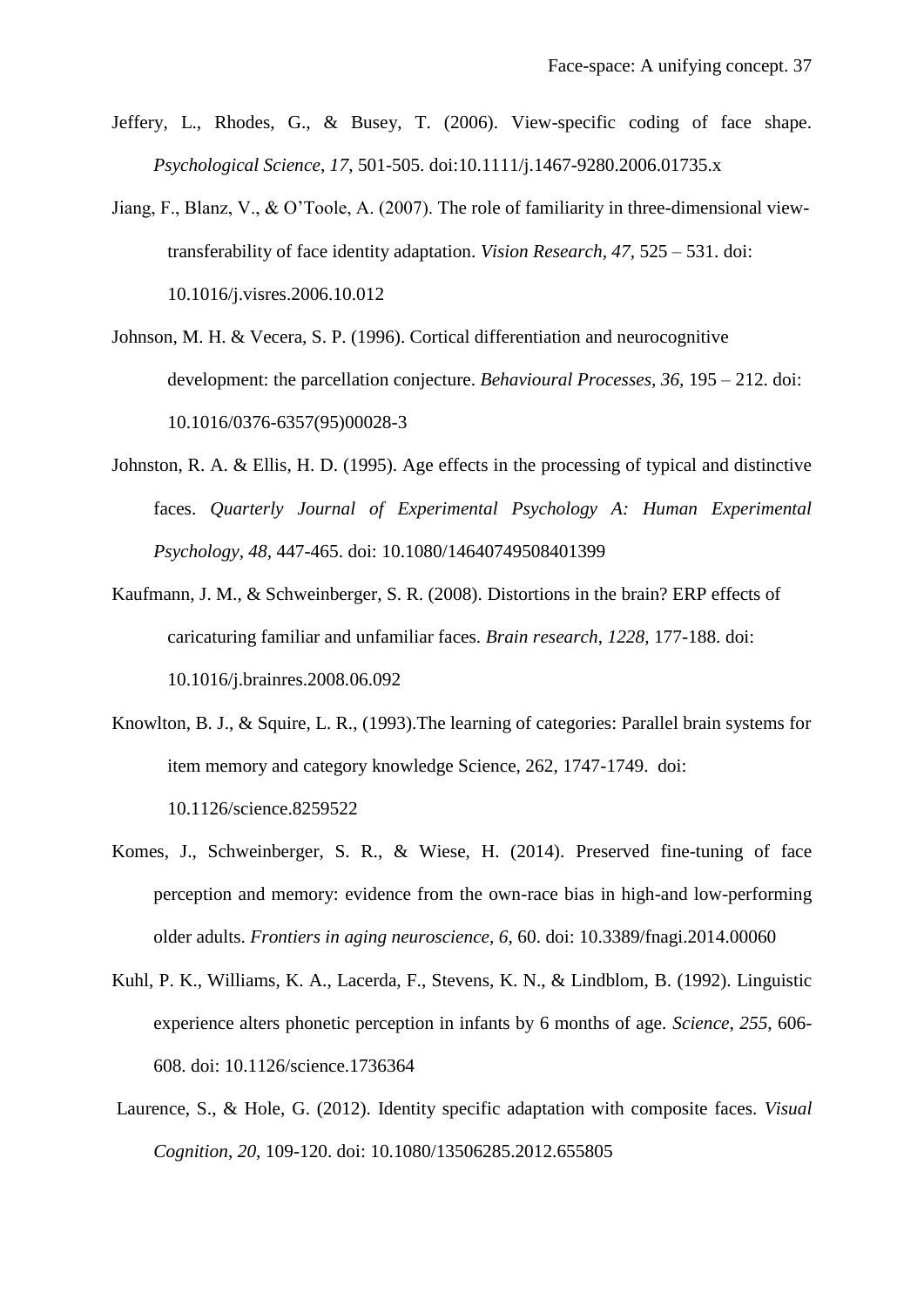Jeffery, L., Rhodes, G., & Busey, T. (2006). View-specific coding of face shape. *Psychological Science*, *17*, 501-505. doi:10.1111/j.1467-9280.2006.01735.x

Jiang, F., Blanz, V., & O'Toole, A. (2007). The role of familiarity in three-dimensional view-transferability of face identity adaptation. *Vision Research, 47*, 525 – 531. doi: 10.1016/j.visres.2006.10.012

Johnson, M. H. & Vecera, S. P. (1996). Cortical differentiation and neurocognitive development: the parcellation conjecture. *Behavioural Processes, 36*, 195 – 212. doi: 10.1016/0376-6357(95)00028-3

Johnston, R. A. & Ellis, H. D. (1995). Age effects in the processing of typical and distinctive faces. *Quarterly Journal of Experimental Psychology A: Human Experimental Psychology, 48*, 447-465. doi: 10.1080/14640749508401399

Kaufmann, J. M., & Schweinberger, S. R. (2008). Distortions in the brain? ERP effects of caricaturing familiar and unfamiliar faces. *Brain research*, *1228*, 177-188. doi: 10.1016/j.brainres.2008.06.092

Knowlton, B. J., & Squire, L. R., (1993).The learning of categories: Parallel brain systems for item memory and category knowledge Science, 262, 1747-1749. doi: 10.1126/science.8259522

Komes, J., Schweinberger, S. R., & Wiese, H. (2014). Preserved fine-tuning of face perception and memory: evidence from the own-race bias in high-and low-performing older adults. *Frontiers in aging neuroscience*, *6*, 60. doi: 10.3389/fnagi.2014.00060

Kuhl, P. K., Williams, K. A., Lacerda, F., Stevens, K. N., & Lindblom, B. (1992). Linguistic experience alters phonetic perception in infants by 6 months of age. *Science*, *255*, 606-608. doi: 10.1126/science.1736364

Laurence, S., & Hole, G. (2012). Identity specific adaptation with composite faces. *Visual Cognition*, *20*, 109-120. doi: 10.1080/13506285.2012.655805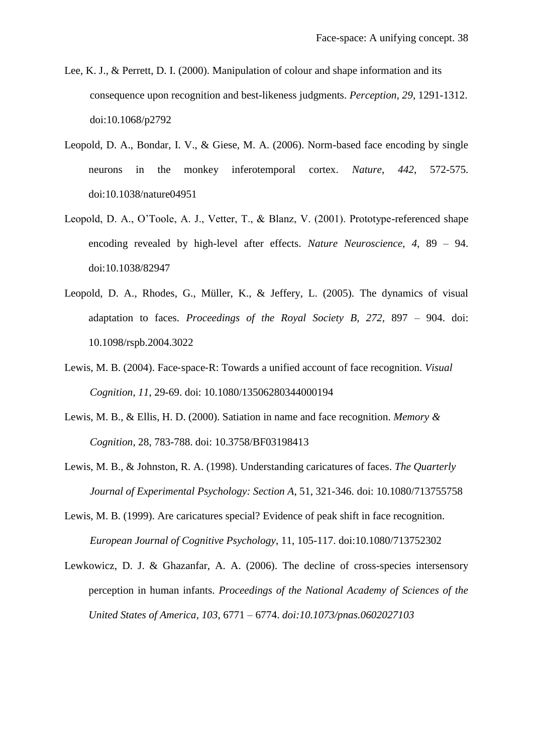Lee, K. J., & Perrett, D. I. (2000). Manipulation of colour and shape information and its consequence upon recognition and best-likeness judgments. *Perception, 29*, 1291-1312. doi:10.1068/p2792

Leopold, D. A., Bondar, I. V., & Giese, M. A. (2006). Norm-based face encoding by single neurons in the monkey inferotemporal cortex. *Nature*, *442*, 572-575. doi:10.1038/nature04951

Leopold, D. A., O'Toole, A. J., Vetter, T., & Blanz, V. (2001). Prototype-referenced shape encoding revealed by high-level after effects. *Nature Neuroscience, 4,* 89 – 94. doi:10.1038/82947

Leopold, D. A., Rhodes, G., Müller, K., & Jeffery, L. (2005). The dynamics of visual adaptation to faces. *Proceedings of the Royal Society B, 272,* 897 – 904. doi: 10.1098/rspb.2004.3022

Lewis, M. B. (2004). Face-space-R: Towards a unified account of face recognition. *Visual Cognition*, *11*, 29-69. doi: 10.1080/13506280344000194

Lewis, M. B., & Ellis, H. D. (2000). Satiation in name and face recognition. *Memory & Cognition*, 28, 783-788. doi: 10.3758/BF03198413

Lewis, M. B., & Johnston, R. A. (1998). Understanding caricatures of faces. *The Quarterly Journal of Experimental Psychology: Section A*, 51, 321-346. doi: 10.1080/713755758

Lewis, M. B. (1999). Are caricatures special? Evidence of peak shift in face recognition. *European Journal of Cognitive Psychology*, 11, 105-117. doi:10.1080/713752302

Lewkowicz, D. J. & Ghazanfar, A. A. (2006). The decline of cross-species intersensory perception in human infants. *Proceedings of the National Academy of Sciences of the United States of America, 103,* 6771 – 6774. *doi:10.1073/pnas.0602027103*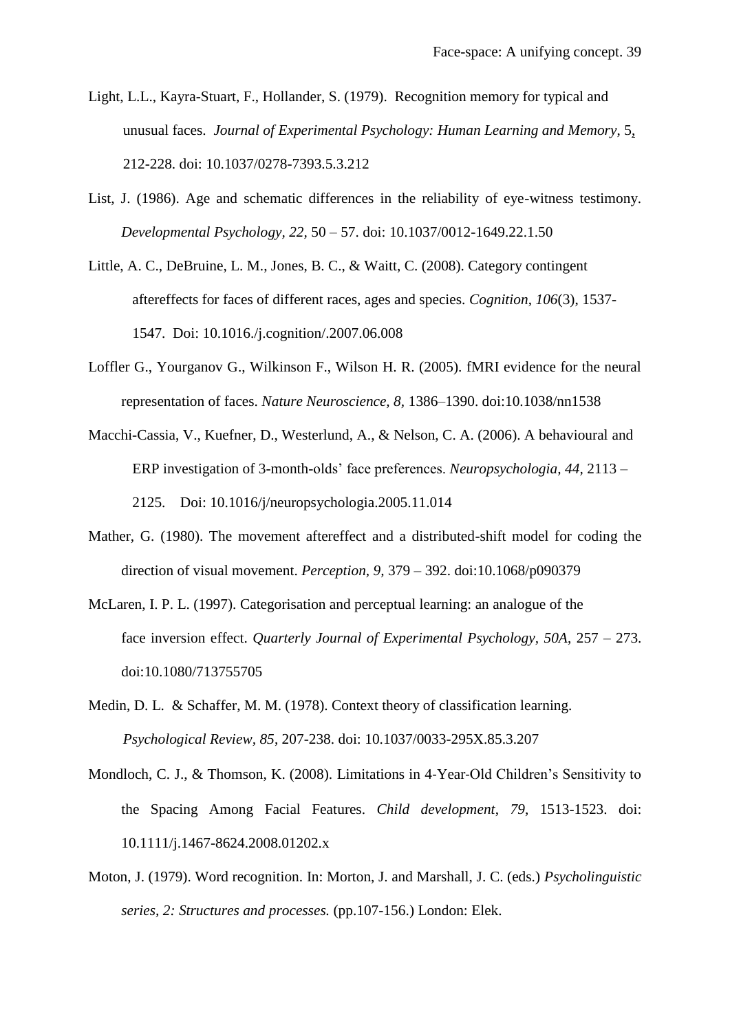Light, L.L., Kayra-Stuart, F., Hollander, S. (1979). Recognition memory for typical and unusual faces. *Journal of Experimental Psychology: Human Learning and Memory*, 5, 212-228. doi: 10.1037/0278-7393.5.3.212

List, J. (1986). Age and schematic differences in the reliability of eye-witness testimony. *Developmental Psychology, 22,* 50 – 57. doi: 10.1037/0012-1649.22.1.50

Little, A. C., DeBruine, L. M., Jones, B. C., & Waitt, C. (2008). Category contingent aftereffects for faces of different races, ages and species. *Cognition*, *106*(3), 1537-1547. Doi: 10.1016./j.cognition/.2007.06.008

Loffler G., Yourganov G., Wilkinson F., Wilson H. R. (2005). fMRI evidence for the neural representation of faces. *Nature Neuroscience, 8*, 1386–1390. doi:10.1038/nn1538

Macchi-Cassia, V., Kuefner, D., Westerlund, A., & Nelson, C. A. (2006). A behavioural and ERP investigation of 3-month-olds' face preferences. *Neuropsychologia, 44*, 2113 – 2125. Doi: 10.1016/j/neuropsychologia.2005.11.014

Mather, G. (1980). The movement aftereffect and a distributed-shift model for coding the direction of visual movement. *Perception, 9,* 379 – 392. doi:10.1068/p090379

McLaren, I. P. L. (1997). Categorisation and perceptual learning: an analogue of the face inversion effect. *Quarterly Journal of Experimental Psychology, 50A*, 257 – 273. doi:10.1080/713755705

Medin, D. L. & Schaffer, M. M. (1978). Context theory of classification learning. *Psychological Review, 85*, 207-238. doi: 10.1037/0033-295X.85.3.207

Mondloch, C. J., & Thomson, K. (2008). Limitations in 4-Year-Old Children's Sensitivity to the Spacing Among Facial Features. *Child development*, *79*, 1513-1523. doi: 10.1111/j.1467-8624.2008.01202.x

Moton, J. (1979). Word recognition. In: Morton, J. and Marshall, J. C. (eds.) *Psycholinguistic series, 2: Structures and processes.* (pp.107-156.) London: Elek.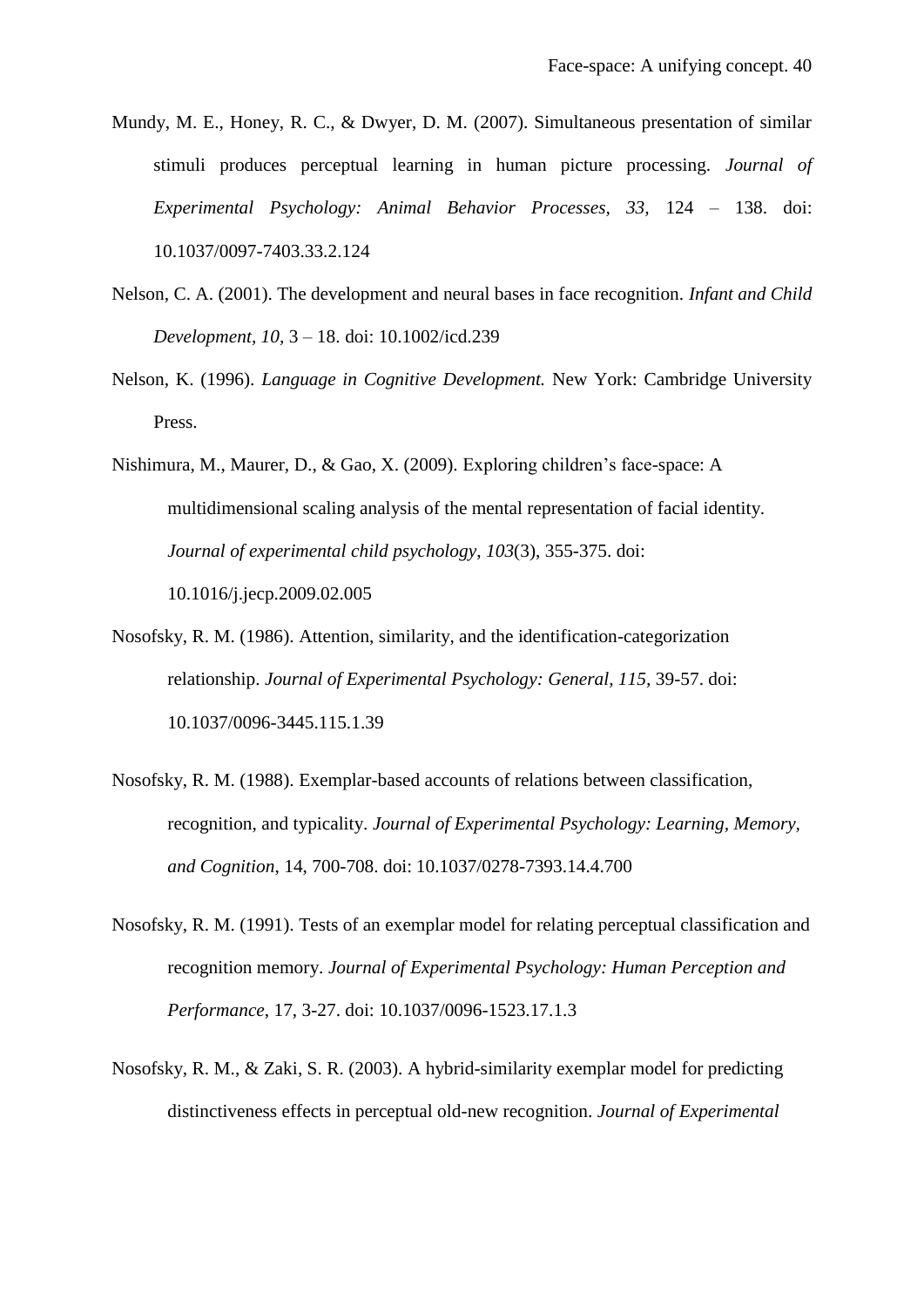Mundy, M. E., Honey, R. C., & Dwyer, D. M. (2007). Simultaneous presentation of similar stimuli produces perceptual learning in human picture processing. *Journal of Experimental Psychology: Animal Behavior Processes, 33,* 124 – 138. doi: 10.1037/0097-7403.33.2.124

Nelson, C. A. (2001). The development and neural bases in face recognition. *Infant and Child Development, 10,* 3 – 18. doi: 10.1002/icd.239

Nelson, K. (1996). *Language in Cognitive Development.* New York: Cambridge University Press.

Nishimura, M., Maurer, D., & Gao, X. (2009). Exploring children's face-space: A multidimensional scaling analysis of the mental representation of facial identity. *Journal of experimental child psychology*, *103*(3), 355-375. doi: 10.1016/j.jecp.2009.02.005

Nosofsky, R. M. (1986). Attention, similarity, and the identification-categorization relationship. *Journal of Experimental Psychology: General, 115*, 39-57. doi: 10.1037/0096-3445.115.1.39

Nosofsky, R. M. (1988). Exemplar-based accounts of relations between classification, recognition, and typicality. *Journal of Experimental Psychology: Learning, Memory, and Cognition*, 14, 700-708. doi: 10.1037/0278-7393.14.4.700

Nosofsky, R. M. (1991). Tests of an exemplar model for relating perceptual classification and recognition memory. *Journal of Experimental Psychology: Human Perception and Performance*, 17, 3-27. doi: 10.1037/0096-1523.17.1.3

Nosofsky, R. M., & Zaki, S. R. (2003). A hybrid-similarity exemplar model for predicting distinctiveness effects in perceptual old-new recognition. *Journal of Experimental*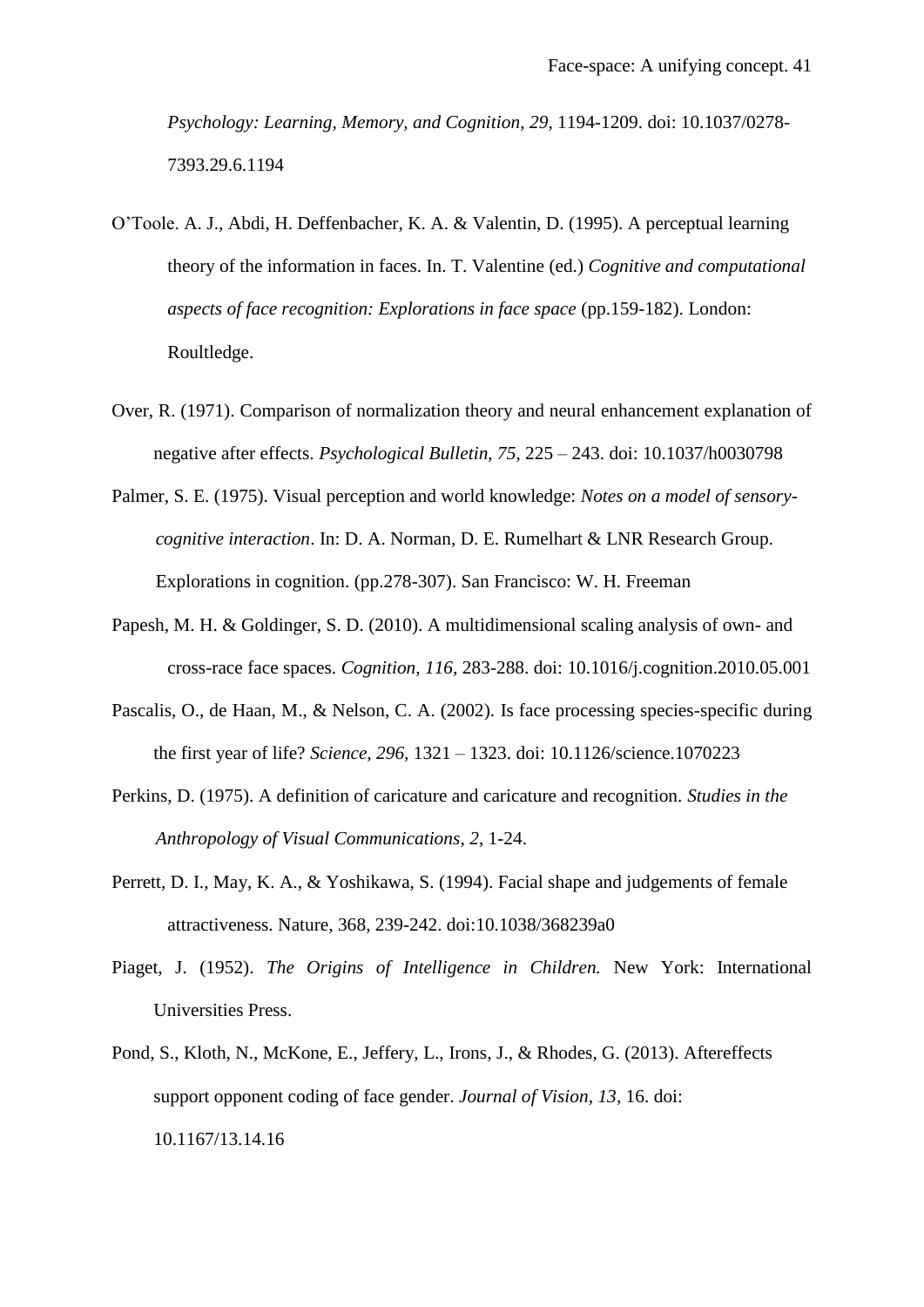*Psychology: Learning, Memory, and Cognition*, *29*, 1194-1209. doi: 10.1037/0278-7393.29.6.1194

O'Toole. A. J., Abdi, H. Deffenbacher, K. A. & Valentin, D. (1995). A perceptual learning theory of the information in faces. In. T. Valentine (ed.) *Cognitive and computational aspects of face recognition: Explorations in face space* (pp.159-182). London: Roultledge.

Over, R. (1971). Comparison of normalization theory and neural enhancement explanation of negative after effects. *Psychological Bulletin, 75,* 225 – 243. doi: 10.1037/h0030798

Palmer, S. E. (1975). Visual perception and world knowledge: *Notes on a model of sensory-cognitive interaction*. In: D. A. Norman, D. E. Rumelhart & LNR Research Group. Explorations in cognition. (pp.278-307). San Francisco: W. H. Freeman

Papesh, M. H. & Goldinger, S. D. (2010). A multidimensional scaling analysis of own- and cross-race face spaces. *Cognition, 116*, 283-288. doi: 10.1016/j.cognition.2010.05.001

Pascalis, O., de Haan, M., & Nelson, C. A. (2002). Is face processing species-specific during the first year of life? *Science, 296*, 1321 – 1323. doi: 10.1126/science.1070223

Perkins, D. (1975). A definition of caricature and caricature and recognition. *Studies in the Anthropology of Visual Communications*, *2*, 1-24.

Perrett, D. I., May, K. A., & Yoshikawa, S. (1994). Facial shape and judgements of female attractiveness. Nature, 368, 239-242. doi:10.1038/368239a0

Piaget, J. (1952). *The Origins of Intelligence in Children.* New York: International Universities Press.

Pond, S., Kloth, N., McKone, E., Jeffery, L., Irons, J., & Rhodes, G. (2013). Aftereffects support opponent coding of face gender. *Journal of Vision, 13*, 16. doi: 10.1167/13.14.16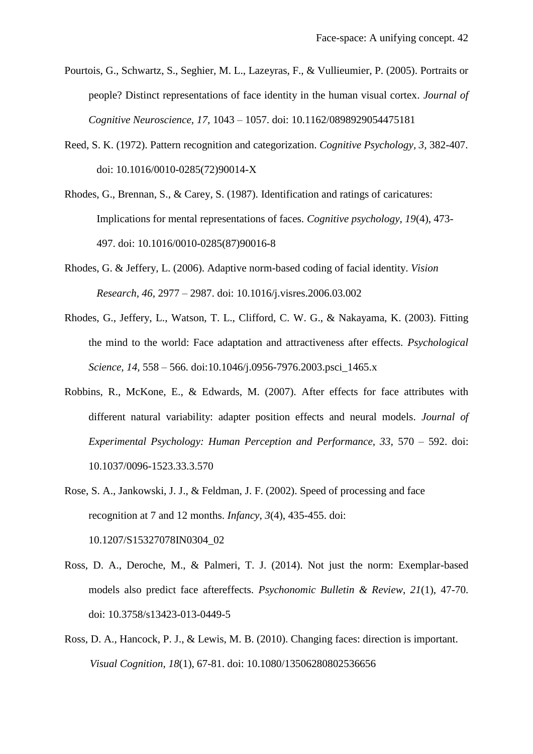Pourtois, G., Schwartz, S., Seghier, M. L., Lazeyras, F., & Vullieumier, P. (2005). Portraits or people? Distinct representations of face identity in the human visual cortex. *Journal of Cognitive Neuroscience*, *17*, 1043 – 1057. doi: 10.1162/0898929054475181

Reed, S. K. (1972). Pattern recognition and categorization. *Cognitive Psychology, 3,* 382-407. doi: 10.1016/0010-0285(72)90014-X

Rhodes, G., Brennan, S., & Carey, S. (1987). Identification and ratings of caricatures: Implications for mental representations of faces. *Cognitive psychology*, *19*(4), 473-497. doi: 10.1016/0010-0285(87)90016-8

Rhodes, G. & Jeffery, L. (2006). Adaptive norm-based coding of facial identity. *Vision Research*, *46*, 2977 – 2987. doi: 10.1016/j.visres.2006.03.002

Rhodes, G., Jeffery, L., Watson, T. L., Clifford, C. W. G., & Nakayama, K. (2003). Fitting the mind to the world: Face adaptation and attractiveness after effects. *Psychological Science, 14,* 558 – 566. doi:10.1046/j.0956-7976.2003.psci_1465.x

Robbins, R., McKone, E., & Edwards, M. (2007). After effects for face attributes with different natural variability: adapter position effects and neural models. *Journal of Experimental Psychology: Human Perception and Performance*, *33*, 570 – 592. doi: 10.1037/0096-1523.33.3.570

Rose, S. A., Jankowski, J. J., & Feldman, J. F. (2002). Speed of processing and face recognition at 7 and 12 months. *Infancy*, *3*(4), 435-455. doi: 10.1207/S15327078IN0304_02

Ross, D. A., Deroche, M., & Palmeri, T. J. (2014). Not just the norm: Exemplar-based models also predict face aftereffects. *Psychonomic Bulletin & Review*, *21*(1), 47-70. doi: 10.3758/s13423-013-0449-5

Ross, D. A., Hancock, P. J., & Lewis, M. B. (2010). Changing faces: direction is important. *Visual Cognition*, *18*(1), 67-81. doi: 10.1080/13506280802536656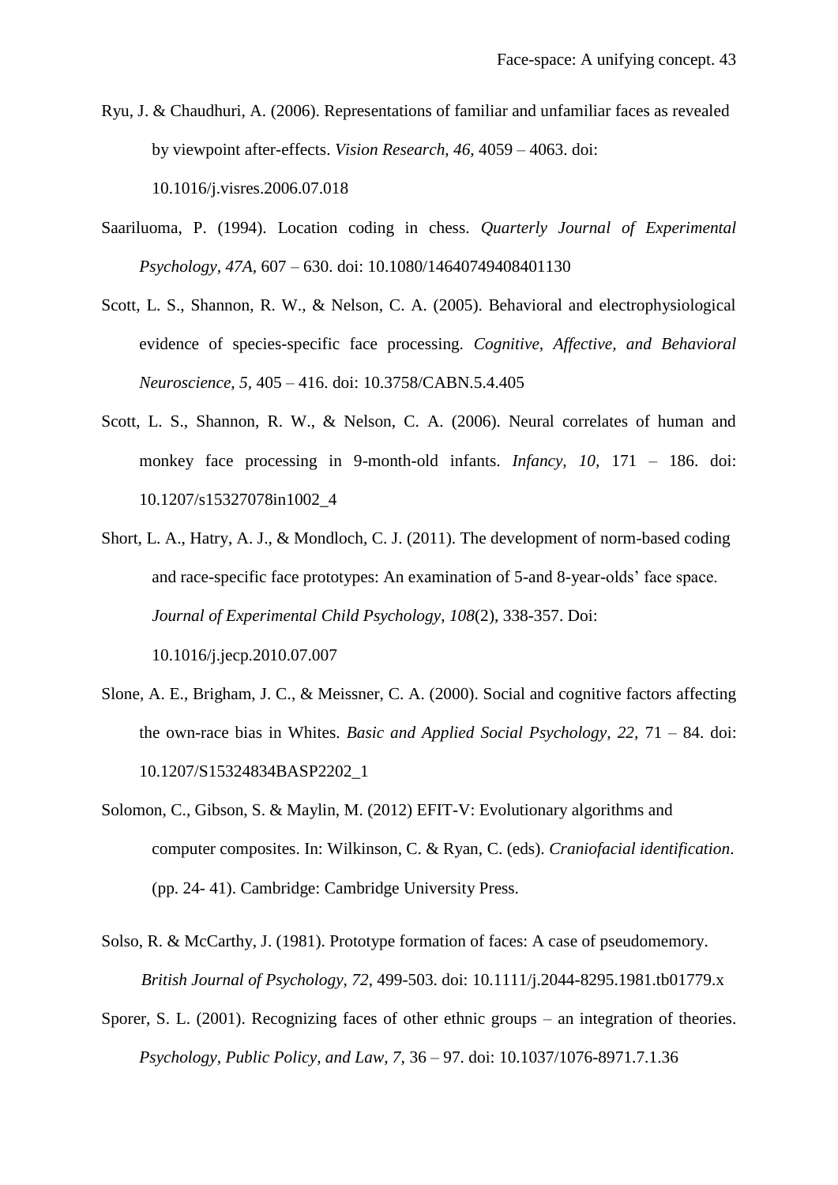Ryu, J. & Chaudhuri, A. (2006). Representations of familiar and unfamiliar faces as revealed by viewpoint after-effects. *Vision Research, 46,* 4059 – 4063. doi: 10.1016/j.visres.2006.07.018

Saariluoma, P. (1994). Location coding in chess. *Quarterly Journal of Experimental Psychology, 47A,* 607 – 630. doi: 10.1080/14640749408401130

Scott, L. S., Shannon, R. W., & Nelson, C. A. (2005). Behavioral and electrophysiological evidence of species-specific face processing. *Cognitive, Affective, and Behavioral Neuroscience, 5,* 405 – 416. doi: 10.3758/CABN.5.4.405

Scott, L. S., Shannon, R. W., & Nelson, C. A. (2006). Neural correlates of human and monkey face processing in 9-month-old infants. *Infancy, 10,* 171 – 186. doi: 10.1207/s15327078in1002_4

Short, L. A., Hatry, A. J., & Mondloch, C. J. (2011). The development of norm-based coding and race-specific face prototypes: An examination of 5-and 8-year-olds' face space. *Journal of Experimental Child Psychology*, *108*(2), 338-357. Doi: 10.1016/j.jecp.2010.07.007

Slone, A. E., Brigham, J. C., & Meissner, C. A. (2000). Social and cognitive factors affecting the own-race bias in Whites. *Basic and Applied Social Psychology, 22,* 71 – 84. doi: 10.1207/S15324834BASP2202_1

Solomon, C., Gibson, S. & Maylin, M. (2012) EFIT-V: Evolutionary algorithms and computer composites. In: Wilkinson, C. & Ryan, C. (eds). *Craniofacial identification*. (pp. 24- 41). Cambridge: Cambridge University Press.

Solso, R. & McCarthy, J. (1981). Prototype formation of faces: A case of pseudomemory. *British Journal of Psychology, 72*, 499-503. doi: 10.1111/j.2044-8295.1981.tb01779.x

Sporer, S. L. (2001). Recognizing faces of other ethnic groups – an integration of theories. *Psychology, Public Policy, and Law, 7,* 36 – 97. doi: 10.1037/1076-8971.7.1.36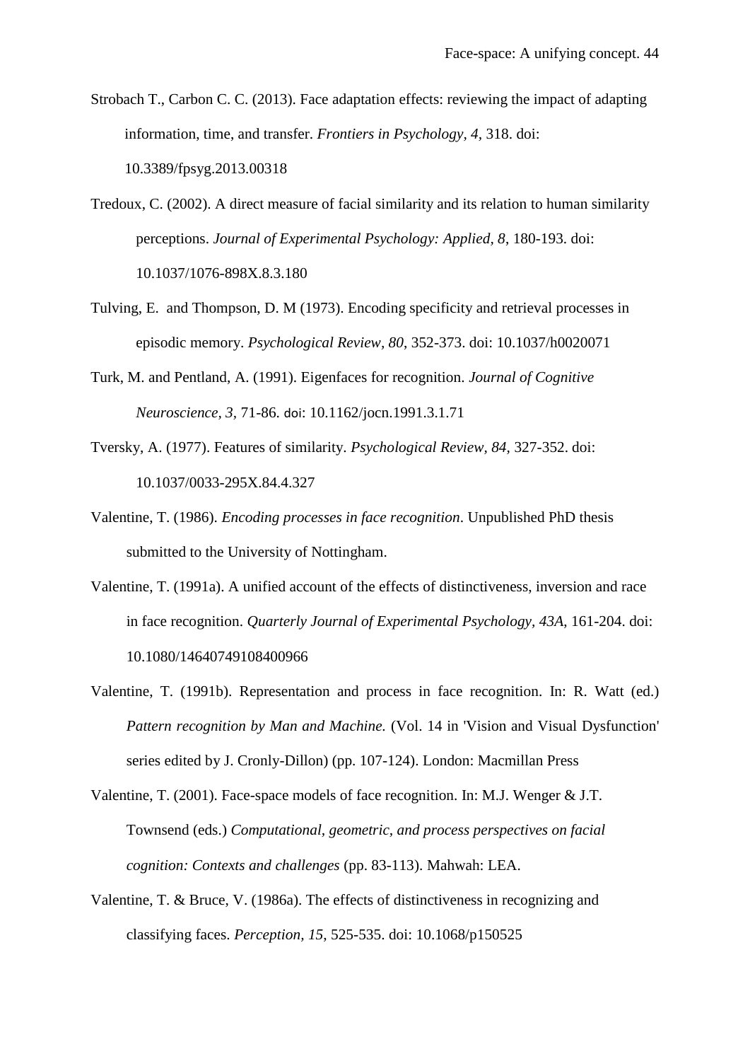Strobach T., Carbon C. C. (2013). Face adaptation effects: reviewing the impact of adapting information, time, and transfer. *Frontiers in Psychology, 4*, 318. doi: 10.3389/fpsyg.2013.00318

Tredoux, C. (2002). A direct measure of facial similarity and its relation to human similarity perceptions. *Journal of Experimental Psychology: Applied*, *8*, 180-193. doi: 10.1037/1076-898X.8.3.180

Tulving, E. and Thompson, D. M (1973). Encoding specificity and retrieval processes in episodic memory. *Psychological Review, 80*, 352-373. doi: 10.1037/h0020071

Turk, M. and Pentland, A. (1991). Eigenfaces for recognition. *Journal of Cognitive Neuroscience, 3*, 71-86. doi: 10.1162/jocn.1991.3.1.71

Tversky, A. (1977). Features of similarity. *Psychological Review, 84,* 327-352. doi: 10.1037/0033-295X.84.4.327

Valentine, T. (1986). *Encoding processes in face recognition*. Unpublished PhD thesis submitted to the University of Nottingham.

Valentine, T. (1991a). A unified account of the effects of distinctiveness, inversion and race in face recognition. *Quarterly Journal of Experimental Psychology*, *43A*, 161-204. doi: 10.1080/14640749108400966

Valentine, T. (1991b). Representation and process in face recognition. In: R. Watt (ed.) *Pattern recognition by Man and Machine.* (Vol. 14 in 'Vision and Visual Dysfunction' series edited by J. Cronly-Dillon) (pp. 107-124). London: Macmillan Press

Valentine, T. (2001). Face-space models of face recognition. In: M.J. Wenger & J.T. Townsend (eds.) *Computational, geometric, and process perspectives on facial cognition: Contexts and challenges* (pp. 83-113). Mahwah: LEA.

Valentine, T. & Bruce, V. (1986a). The effects of distinctiveness in recognizing and classifying faces. *Perception, 15*, 525-535. doi: 10.1068/p150525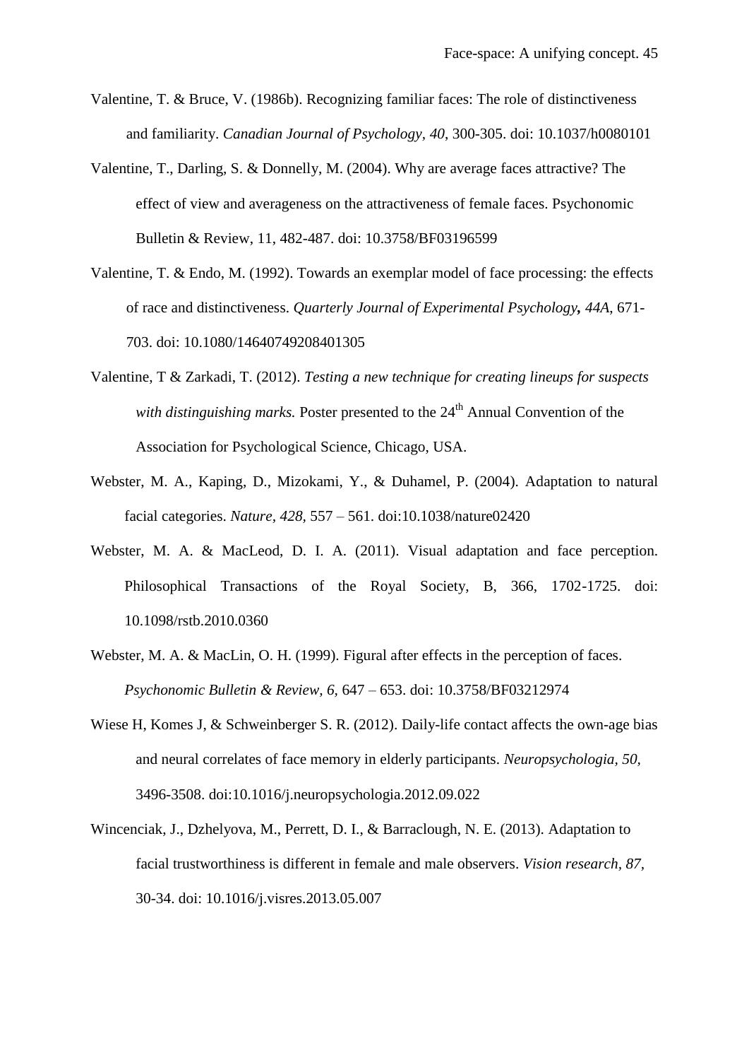Valentine, T. & Bruce, V. (1986b). Recognizing familiar faces: The role of distinctiveness and familiarity. *Canadian Journal of Psychology, 40*, 300-305. doi: 10.1037/h0080101

Valentine, T., Darling, S. & Donnelly, M. (2004). Why are average faces attractive? The effect of view and averageness on the attractiveness of female faces. Psychonomic Bulletin & Review, 11, 482-487. doi: 10.3758/BF03196599

Valentine, T. & Endo, M. (1992). Towards an exemplar model of face processing: the effects of race and distinctiveness. *Quarterly Journal of Experimental Psychology, 44A*, 671-703. doi: 10.1080/14640749208401305

Valentine, T & Zarkadi, T. (2012). *Testing a new technique for creating lineups for suspects with distinguishing marks.* Poster presented to the 24th Annual Convention of the Association for Psychological Science, Chicago, USA.

Webster, M. A., Kaping, D., Mizokami, Y., & Duhamel, P. (2004). Adaptation to natural facial categories. *Nature, 428*, 557 – 561. doi:10.1038/nature02420

Webster, M. A. & MacLeod, D. I. A. (2011). Visual adaptation and face perception. Philosophical Transactions of the Royal Society, B, 366, 1702-1725. doi: 10.1098/rstb.2010.0360

Webster, M. A. & MacLin, O. H. (1999). Figural after effects in the perception of faces. *Psychonomic Bulletin & Review, 6,* 647 – 653. doi: 10.3758/BF03212974

Wiese H, Komes J, & Schweinberger S. R. (2012). Daily-life contact affects the own-age bias and neural correlates of face memory in elderly participants. *Neuropsychologia, 50,* 3496-3508. doi:10.1016/j.neuropsychologia.2012.09.022

Wincenciak, J., Dzhelyova, M., Perrett, D. I., & Barraclough, N. E. (2013). Adaptation to facial trustworthiness is different in female and male observers. *Vision research, 87,* 30-34. doi: 10.1016/j.visres.2013.05.007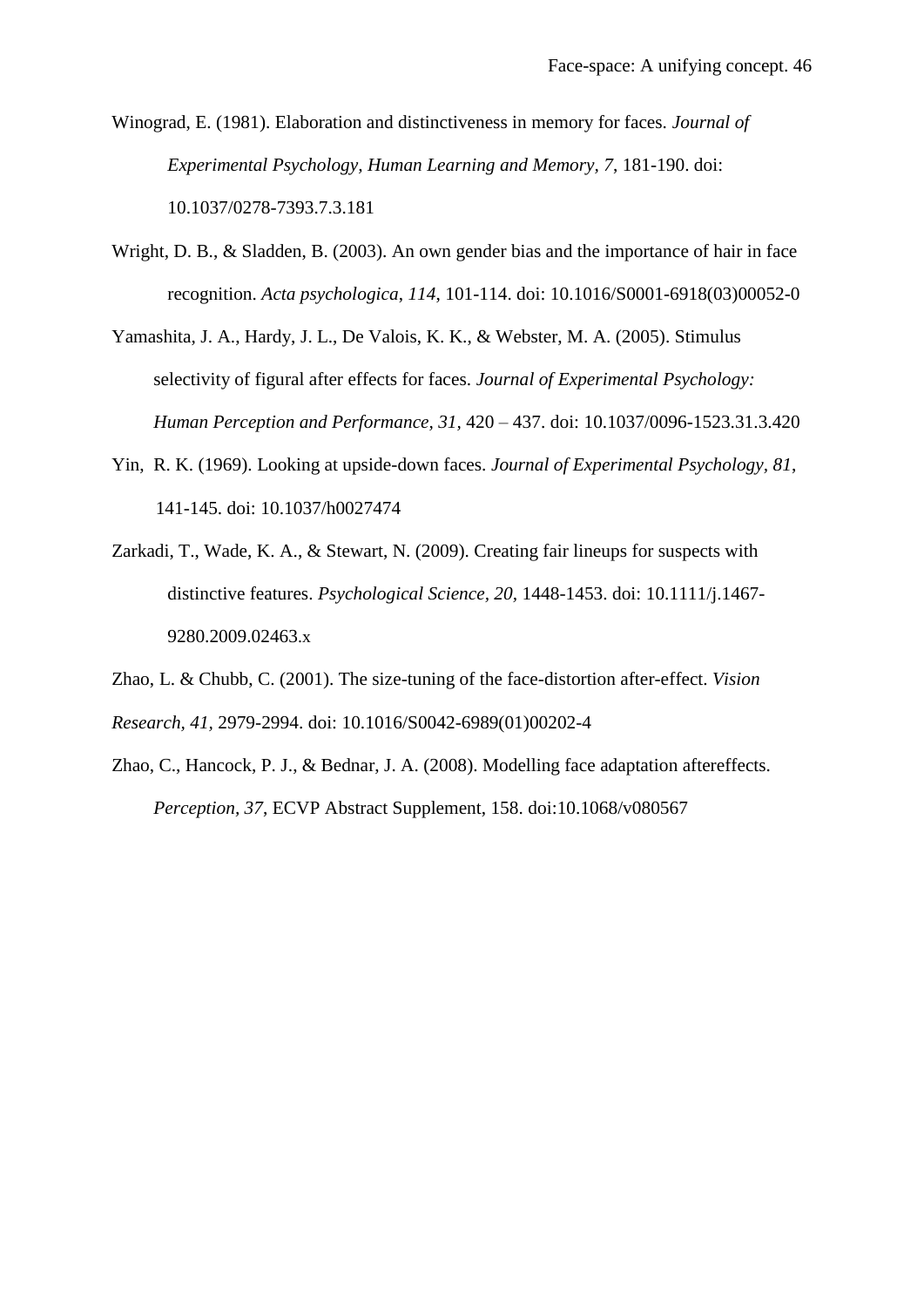Winograd, E. (1981). Elaboration and distinctiveness in memory for faces. *Journal of Experimental Psychology, Human Learning and Memory, 7*, 181-190. doi: 10.1037/0278-7393.7.3.181

Wright, D. B., & Sladden, B. (2003). An own gender bias and the importance of hair in face recognition. *Acta psychologica, 114*, 101-114. doi: 10.1016/S0001-6918(03)00052-0

Yamashita, J. A., Hardy, J. L., De Valois, K. K., & Webster, M. A. (2005). Stimulus selectivity of figural after effects for faces. *Journal of Experimental Psychology: Human Perception and Performance, 31,* 420 – 437. doi: 10.1037/0096-1523.31.3.420

Yin, R. K. (1969). Looking at upside-down faces. *Journal of Experimental Psychology, 81*, 141-145. doi: 10.1037/h0027474

Zarkadi, T., Wade, K. A., & Stewart, N. (2009). Creating fair lineups for suspects with distinctive features. *Psychological Science, 20*, 1448-1453. doi: 10.1111/j.1467-9280.2009.02463.x

Zhao, L. & Chubb, C. (2001). The size-tuning of the face-distortion after-effect. *Vision Research, 41,* 2979-2994. doi: 10.1016/S0042-6989(01)00202-4

Zhao, C., Hancock, P. J., & Bednar, J. A. (2008). Modelling face adaptation aftereffects. *Perception, 37*, ECVP Abstract Supplement, 158. doi:10.1068/v080567